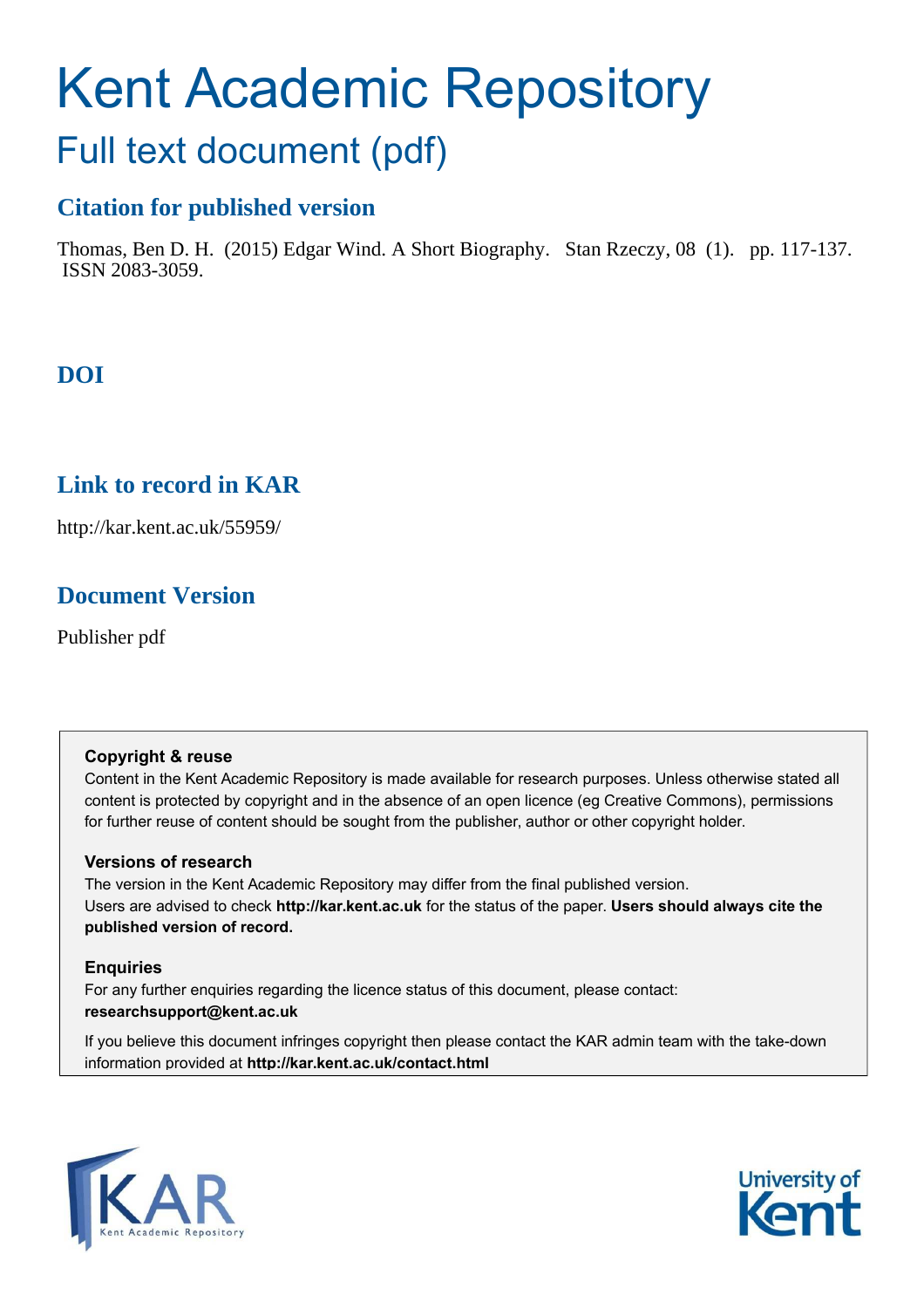# Kent Academic Repository

## Full text document (pdf)

### Citation for published version

Thomas, Ben D. H. (2015) Edgar Wind. A Short Biography. Stan Rzeczy, 08 (1). pp. 117-137. ISSN 2083-3059.

### DOI

### Link to record in KAR

http://kar.kent.ac.uk/55959/

### Document Version

Publisher pdf

**Copyright & reuse**

Content in the Kent Academic Repository is made available for research purposes. Unless otherwise stated all content is protected by copyright and in the absence of an open licence (eg Creative Commons), permissions for further reuse of content should be sought from the publisher, author or other copyright holder.

**Versions of research**

The version in the Kent Academic Repository may differ from the final published version. Users are advised to check **http://kar.kent.ac.uk** for the status of the paper. **Users should always cite the published version of record.**

**Enquiries**

For any further enquiries regarding the licence status of this document, please contact: **researchsupport@kent.ac.uk**

If you believe this document infringes copyright then please contact the KAR admin team with the take-down information provided at **http://kar.kent.ac.uk/contact.html**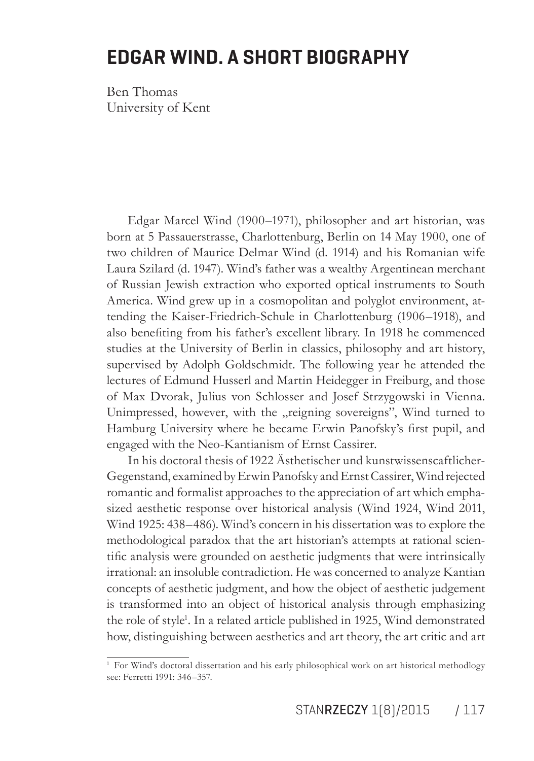# EDGAR WIND. A SHORT BIOGRAPHY

Ben Thomas
University of Kent

Edgar Marcel Wind (1900–1971), philosopher and art historian, was born at 5 Passauerstrasse, Charlottenburg, Berlin on 14 May 1900, one of two children of Maurice Delmar Wind (d. 1914) and his Romanian wife Laura Szilard (d. 1947). Wind's father was a wealthy Argentinean merchant of Russian Jewish extraction who exported optical instruments to South America. Wind grew up in a cosmopolitan and polyglot environment, attending the Kaiser-Friedrich-Schule in Charlottenburg (1906–1918), and also benefiting from his father's excellent library. In 1918 he commenced studies at the University of Berlin in classics, philosophy and art history, supervised by Adolph Goldschmidt. The following year he attended the lectures of Edmund Husserl and Martin Heidegger in Freiburg, and those of Max Dvorak, Julius von Schlosser and Josef Strzygowski in Vienna. Unimpressed, however, with the „reigning sovereigns", Wind turned to Hamburg University where he became Erwin Panofsky's first pupil, and engaged with the Neo-Kantianism of Ernst Cassirer.

In his doctoral thesis of 1922 Ästhetischer und kunstwissenscaftlicher-Gegenstand, examined by Erwin Panofsky and Ernst Cassirer, Wind rejected romantic and formalist approaches to the appreciation of art which emphasized aesthetic response over historical analysis (Wind 1924, Wind 2011, Wind 1925: 438–486). Wind's concern in his dissertation was to explore the methodological paradox that the art historian's attempts at rational scientific analysis were grounded on aesthetic judgments that were intrinsically irrational: an insoluble contradiction. He was concerned to analyze Kantian concepts of aesthetic judgment, and how the object of aesthetic judgement is transformed into an object of historical analysis through emphasizing the role of style[1]. In a related article published in 1925, Wind demonstrated how, distinguishing between aesthetics and art theory, the art critic and art

[1] For Wind's doctoral dissertation and his early philosophical work on art historical methodlogy see: Ferretti 1991: 346–357.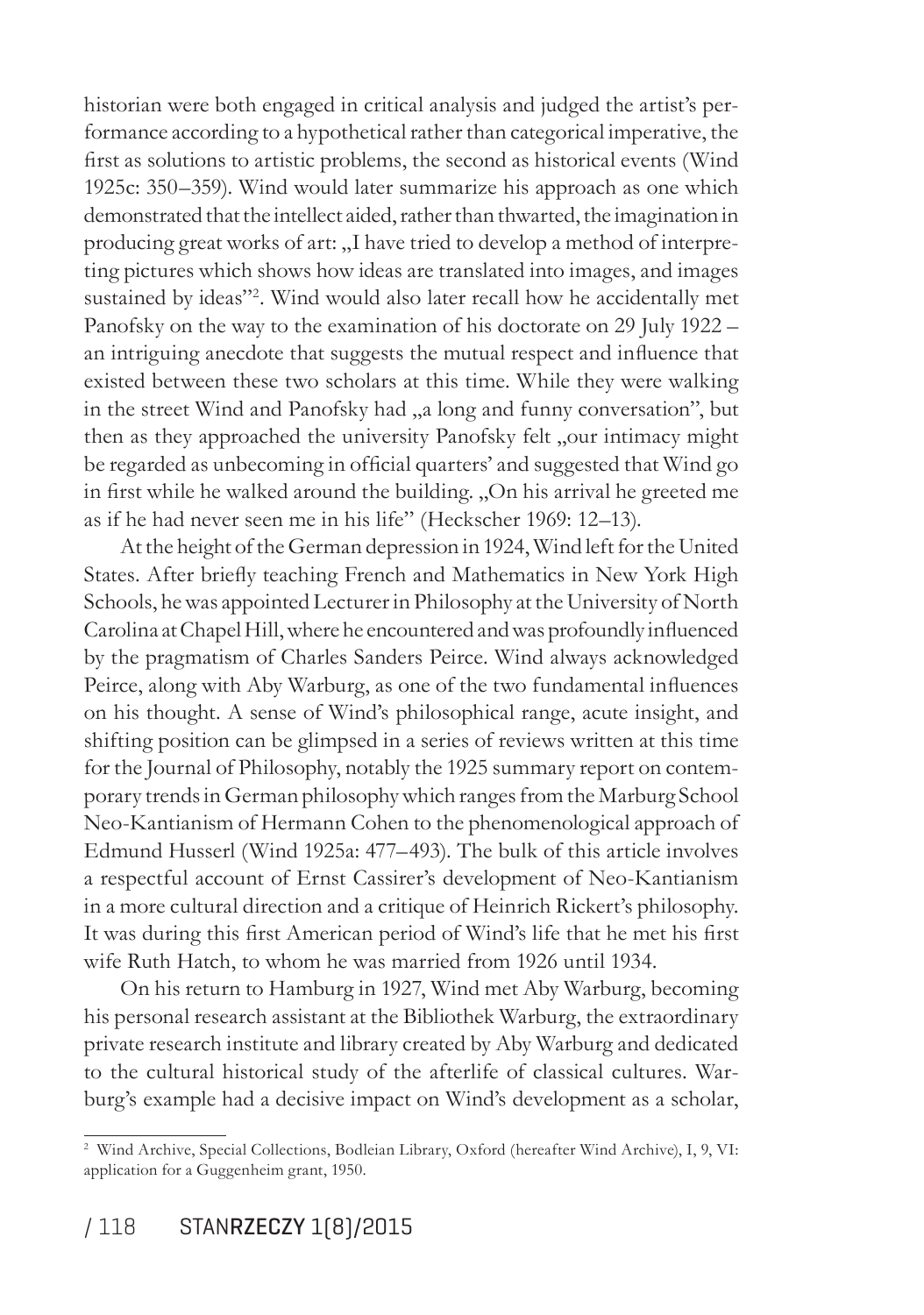historian were both engaged in critical analysis and judged the artist's performance according to a hypothetical rather than categorical imperative, the first as solutions to artistic problems, the second as historical events (Wind 1925c: 350–359). Wind would later summarize his approach as one which demonstrated that the intellect aided, rather than thwarted, the imagination in producing great works of art: „I have tried to develop a method of interpreting pictures which shows how ideas are translated into images, and images sustained by ideas"[2]. Wind would also later recall how he accidentally met Panofsky on the way to the examination of his doctorate on 29 July 1922 – an intriguing anecdote that suggests the mutual respect and influence that existed between these two scholars at this time. While they were walking in the street Wind and Panofsky had „a long and funny conversation", but then as they approached the university Panofsky felt „our intimacy might be regarded as unbecoming in official quarters' and suggested that Wind go in first while he walked around the building. „On his arrival he greeted me as if he had never seen me in his life" (Heckscher 1969: 12–13).

At the height of the German depression in 1924, Wind left for the United States. After briefly teaching French and Mathematics in New York High Schools, he was appointed Lecturer in Philosophy at the University of North Carolina at Chapel Hill, where he encountered and was profoundly influenced by the pragmatism of Charles Sanders Peirce. Wind always acknowledged Peirce, along with Aby Warburg, as one of the two fundamental influences on his thought. A sense of Wind's philosophical range, acute insight, and shifting position can be glimpsed in a series of reviews written at this time for the Journal of Philosophy, notably the 1925 summary report on contemporary trends in German philosophy which ranges from the Marburg School Neo-Kantianism of Hermann Cohen to the phenomenological approach of Edmund Husserl (Wind 1925a: 477–493). The bulk of this article involves a respectful account of Ernst Cassirer's development of Neo-Kantianism in a more cultural direction and a critique of Heinrich Rickert's philosophy. It was during this first American period of Wind's life that he met his first wife Ruth Hatch, to whom he was married from 1926 until 1934.

On his return to Hamburg in 1927, Wind met Aby Warburg, becoming his personal research assistant at the Bibliothek Warburg, the extraordinary private research institute and library created by Aby Warburg and dedicated to the cultural historical study of the afterlife of classical cultures. Warburg's example had a decisive impact on Wind's development as a scholar,

---

[2] Wind Archive, Special Collections, Bodleian Library, Oxford (hereafter Wind Archive), I, 9, VI: application for a Guggenheim grant, 1950.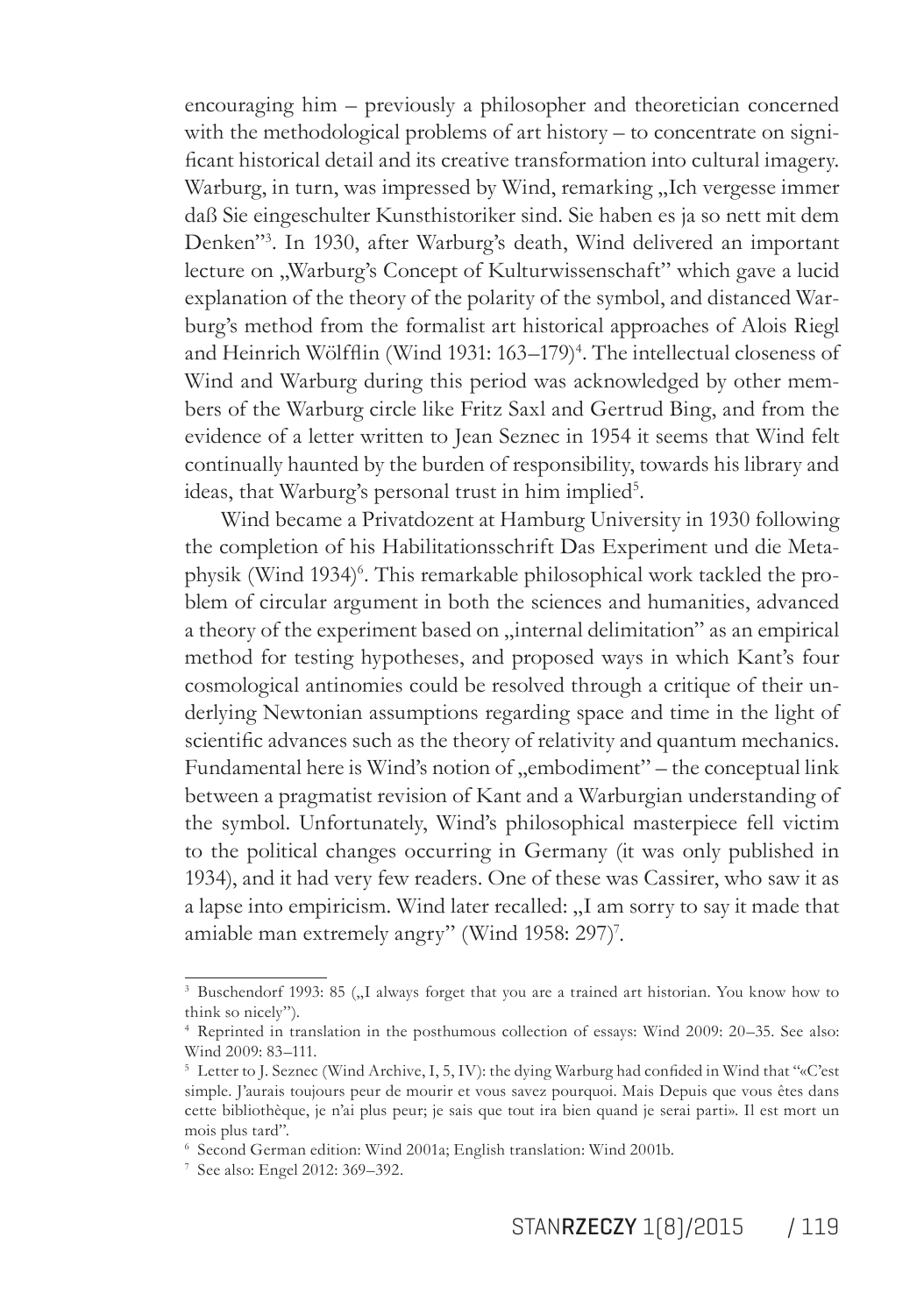encouraging him – previously a philosopher and theoretician concerned with the methodological problems of art history – to concentrate on significant historical detail and its creative transformation into cultural imagery. Warburg, in turn, was impressed by Wind, remarking „Ich vergesse immer daß Sie eingeschulter Kunsthistoriker sind. Sie haben es ja so nett mit dem Denken"[3]. In 1930, after Warburg's death, Wind delivered an important lecture on „Warburg's Concept of Kulturwissenschaft" which gave a lucid explanation of the theory of the polarity of the symbol, and distanced Warburg's method from the formalist art historical approaches of Alois Riegl and Heinrich Wölfflin (Wind 1931: 163–179)[4]. The intellectual closeness of Wind and Warburg during this period was acknowledged by other members of the Warburg circle like Fritz Saxl and Gertrud Bing, and from the evidence of a letter written to Jean Seznec in 1954 it seems that Wind felt continually haunted by the burden of responsibility, towards his library and ideas, that Warburg's personal trust in him implied[5].

Wind became a Privatdozent at Hamburg University in 1930 following the completion of his Habilitationsschrift Das Experiment und die Metaphysik (Wind 1934)[6]. This remarkable philosophical work tackled the problem of circular argument in both the sciences and humanities, advanced a theory of the experiment based on „internal delimitation" as an empirical method for testing hypotheses, and proposed ways in which Kant's four cosmological antinomies could be resolved through a critique of their underlying Newtonian assumptions regarding space and time in the light of scientific advances such as the theory of relativity and quantum mechanics. Fundamental here is Wind's notion of „embodiment" – the conceptual link between a pragmatist revision of Kant and a Warburgian understanding of the symbol. Unfortunately, Wind's philosophical masterpiece fell victim to the political changes occurring in Germany (it was only published in 1934), and it had very few readers. One of these was Cassirer, who saw it as a lapse into empiricism. Wind later recalled: „I am sorry to say it made that amiable man extremely angry" (Wind 1958: 297)[7].

---

[3] Buschendorf 1993: 85 („I always forget that you are a trained art historian. You know how to think so nicely").

[4] Reprinted in translation in the posthumous collection of essays: Wind 2009: 20–35. See also: Wind 2009: 83–111.

[5] Letter to J. Seznec (Wind Archive, I, 5, IV): the dying Warburg had confided in Wind that "«C'est simple. J'aurais toujours peur de mourir et vous savez pourquoi. Mais Depuis que vous êtes dans cette bibliothèque, je n'ai plus peur; je sais que tout ira bien quand je serai parti». Il est mort un mois plus tard".

[6] Second German edition: Wind 2001a; English translation: Wind 2001b.

[7] See also: Engel 2012: 369–392.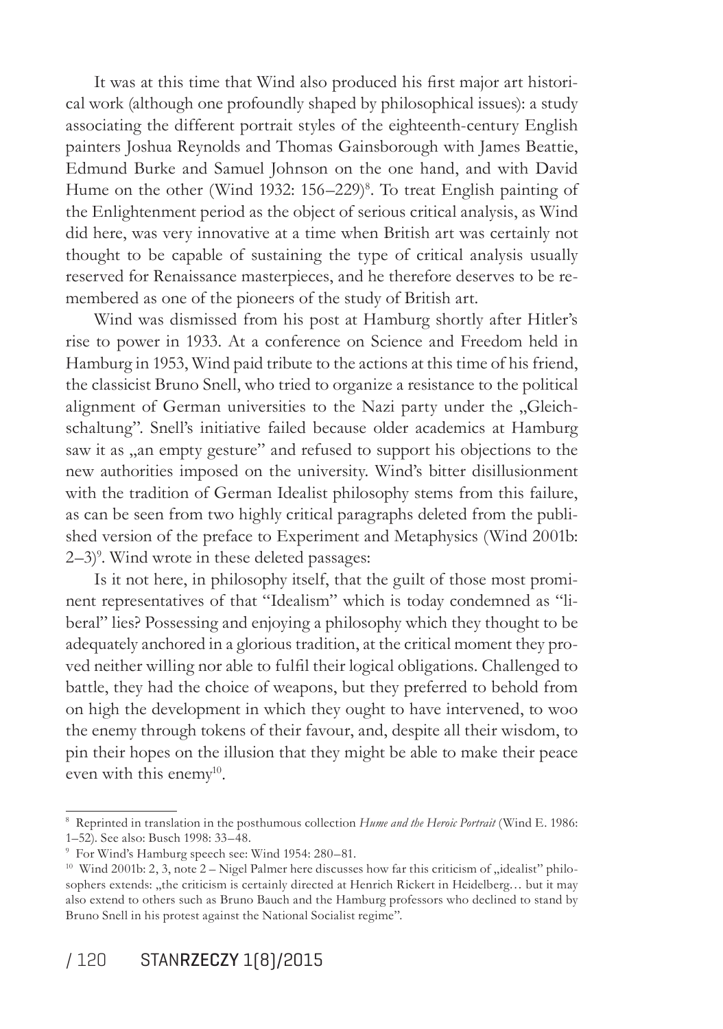It was at this time that Wind also produced his first major art historical work (although one profoundly shaped by philosophical issues): a study associating the different portrait styles of the eighteenth-century English painters Joshua Reynolds and Thomas Gainsborough with James Beattie, Edmund Burke and Samuel Johnson on the one hand, and with David Hume on the other (Wind 1932: 156–229)[8]. To treat English painting of the Enlightenment period as the object of serious critical analysis, as Wind did here, was very innovative at a time when British art was certainly not thought to be capable of sustaining the type of critical analysis usually reserved for Renaissance masterpieces, and he therefore deserves to be remembered as one of the pioneers of the study of British art.

Wind was dismissed from his post at Hamburg shortly after Hitler's rise to power in 1933. At a conference on Science and Freedom held in Hamburg in 1953, Wind paid tribute to the actions at this time of his friend, the classicist Bruno Snell, who tried to organize a resistance to the political alignment of German universities to the Nazi party under the „Gleichschaltung". Snell's initiative failed because older academics at Hamburg saw it as „an empty gesture" and refused to support his objections to the new authorities imposed on the university. Wind's bitter disillusionment with the tradition of German Idealist philosophy stems from this failure, as can be seen from two highly critical paragraphs deleted from the published version of the preface to Experiment and Metaphysics (Wind 2001b: 2–3)[9]. Wind wrote in these deleted passages:

Is it not here, in philosophy itself, that the guilt of those most prominent representatives of that "Idealism" which is today condemned as "liberal" lies? Possessing and enjoying a philosophy which they thought to be adequately anchored in a glorious tradition, at the critical moment they proved neither willing nor able to fulfil their logical obligations. Challenged to battle, they had the choice of weapons, but they preferred to behold from on high the development in which they ought to have intervened, to woo the enemy through tokens of their favour, and, despite all their wisdom, to pin their hopes on the illusion that they might be able to make their peace even with this enemy[10].

---

[8] Reprinted in translation in the posthumous collection *Hume and the Heroic Portrait* (Wind E. 1986: 1–52). See also: Busch 1998: 33–48.

[9] For Wind's Hamburg speech see: Wind 1954: 280–81.

[10] Wind 2001b: 2, 3, note 2 – Nigel Palmer here discusses how far this criticism of „idealist" philosophers extends: „the criticism is certainly directed at Henrich Rickert in Heidelberg… but it may also extend to others such as Bruno Bauch and the Hamburg professors who declined to stand by Bruno Snell in his protest against the National Socialist regime".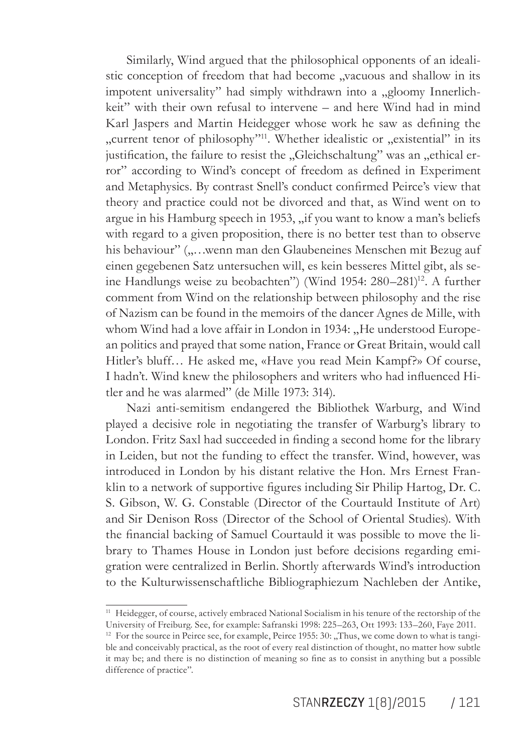Similarly, Wind argued that the philosophical opponents of an idealistic conception of freedom that had become „vacuous and shallow in its impotent universality" had simply withdrawn into a „gloomy Innerlichkeit" with their own refusal to intervene – and here Wind had in mind Karl Jaspers and Martin Heidegger whose work he saw as defining the „current tenor of philosophy"[11]. Whether idealistic or „existential" in its justification, the failure to resist the „Gleichschaltung" was an „ethical error" according to Wind's concept of freedom as defined in Experiment and Metaphysics. By contrast Snell's conduct confirmed Peirce's view that theory and practice could not be divorced and that, as Wind went on to argue in his Hamburg speech in 1953, „if you want to know a man's beliefs with regard to a given proposition, there is no better test than to observe his behaviour" („…wenn man den Glaubeneines Menschen mit Bezug auf einen gegebenen Satz untersuchen will, es kein besseres Mittel gibt, als seine Handlungs weise zu beobachten") (Wind 1954: 280–281)[12]. A further comment from Wind on the relationship between philosophy and the rise of Nazism can be found in the memoirs of the dancer Agnes de Mille, with whom Wind had a love affair in London in 1934: „He understood European politics and prayed that some nation, France or Great Britain, would call Hitler's bluff… He asked me, «Have you read Mein Kampf?» Of course, I hadn't. Wind knew the philosophers and writers who had influenced Hitler and he was alarmed" (de Mille 1973: 314).

Nazi anti-semitism endangered the Bibliothek Warburg, and Wind played a decisive role in negotiating the transfer of Warburg's library to London. Fritz Saxl had succeeded in finding a second home for the library in Leiden, but not the funding to effect the transfer. Wind, however, was introduced in London by his distant relative the Hon. Mrs Ernest Franklin to a network of supportive figures including Sir Philip Hartog, Dr. C. S. Gibson, W. G. Constable (Director of the Courtauld Institute of Art) and Sir Denison Ross (Director of the School of Oriental Studies). With the financial backing of Samuel Courtauld it was possible to move the library to Thames House in London just before decisions regarding emigration were centralized in Berlin. Shortly afterwards Wind's introduction to the Kulturwissenschaftliche Bibliographiezum Nachleben der Antike,

---

[11] Heidegger, of course, actively embraced National Socialism in his tenure of the rectorship of the University of Freiburg. See, for example: Safranski 1998: 225–263, Ott 1993: 133–260, Faye 2011.

[12] For the source in Peirce see, for example, Peirce 1955: 30: „Thus, we come down to what is tangible and conceivably practical, as the root of every real distinction of thought, no matter how subtle it may be; and there is no distinction of meaning so fine as to consist in anything but a possible difference of practice".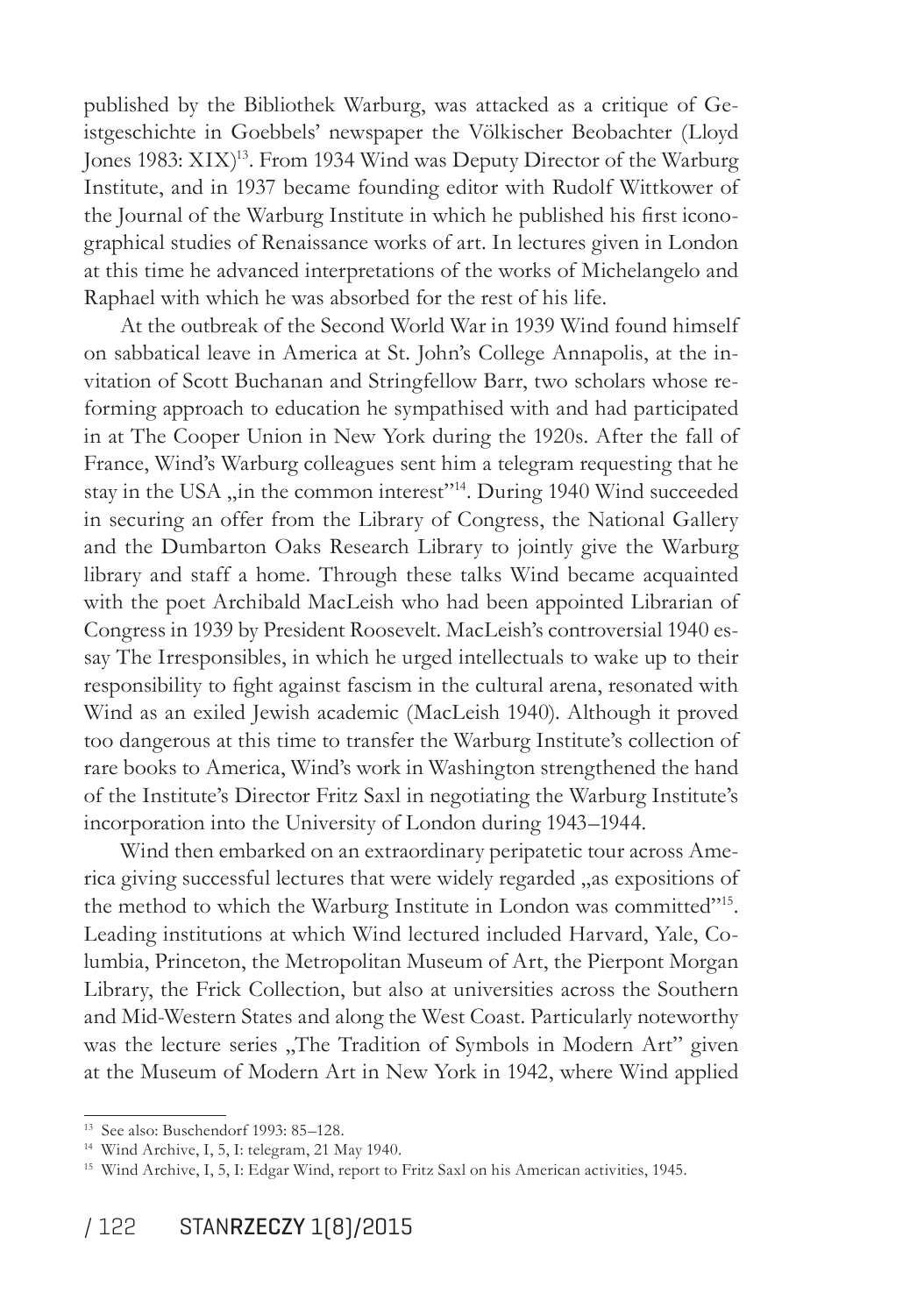published by the Bibliothek Warburg, was attacked as a critique of Geistgeschichte in Goebbels' newspaper the Völkischer Beobachter (Lloyd Jones 1983: XIX)[13]. From 1934 Wind was Deputy Director of the Warburg Institute, and in 1937 became founding editor with Rudolf Wittkower of the Journal of the Warburg Institute in which he published his first iconographical studies of Renaissance works of art. In lectures given in London at this time he advanced interpretations of the works of Michelangelo and Raphael with which he was absorbed for the rest of his life.

At the outbreak of the Second World War in 1939 Wind found himself on sabbatical leave in America at St. John's College Annapolis, at the invitation of Scott Buchanan and Stringfellow Barr, two scholars whose reforming approach to education he sympathised with and had participated in at The Cooper Union in New York during the 1920s. After the fall of France, Wind's Warburg colleagues sent him a telegram requesting that he stay in the USA „in the common interest"[14]. During 1940 Wind succeeded in securing an offer from the Library of Congress, the National Gallery and the Dumbarton Oaks Research Library to jointly give the Warburg library and staff a home. Through these talks Wind became acquainted with the poet Archibald MacLeish who had been appointed Librarian of Congress in 1939 by President Roosevelt. MacLeish's controversial 1940 essay The Irresponsibles, in which he urged intellectuals to wake up to their responsibility to fight against fascism in the cultural arena, resonated with Wind as an exiled Jewish academic (MacLeish 1940). Although it proved too dangerous at this time to transfer the Warburg Institute's collection of rare books to America, Wind's work in Washington strengthened the hand of the Institute's Director Fritz Saxl in negotiating the Warburg Institute's incorporation into the University of London during 1943–1944.

Wind then embarked on an extraordinary peripatetic tour across America giving successful lectures that were widely regarded „as expositions of the method to which the Warburg Institute in London was committed"[15]. Leading institutions at which Wind lectured included Harvard, Yale, Columbia, Princeton, the Metropolitan Museum of Art, the Pierpont Morgan Library, the Frick Collection, but also at universities across the Southern and Mid-Western States and along the West Coast. Particularly noteworthy was the lecture series „The Tradition of Symbols in Modern Art" given at the Museum of Modern Art in New York in 1942, where Wind applied

---

[13] See also: Buschendorf 1993: 85–128.

[14] Wind Archive, I, 5, I: telegram, 21 May 1940.

[15] Wind Archive, I, 5, I: Edgar Wind, report to Fritz Saxl on his American activities, 1945.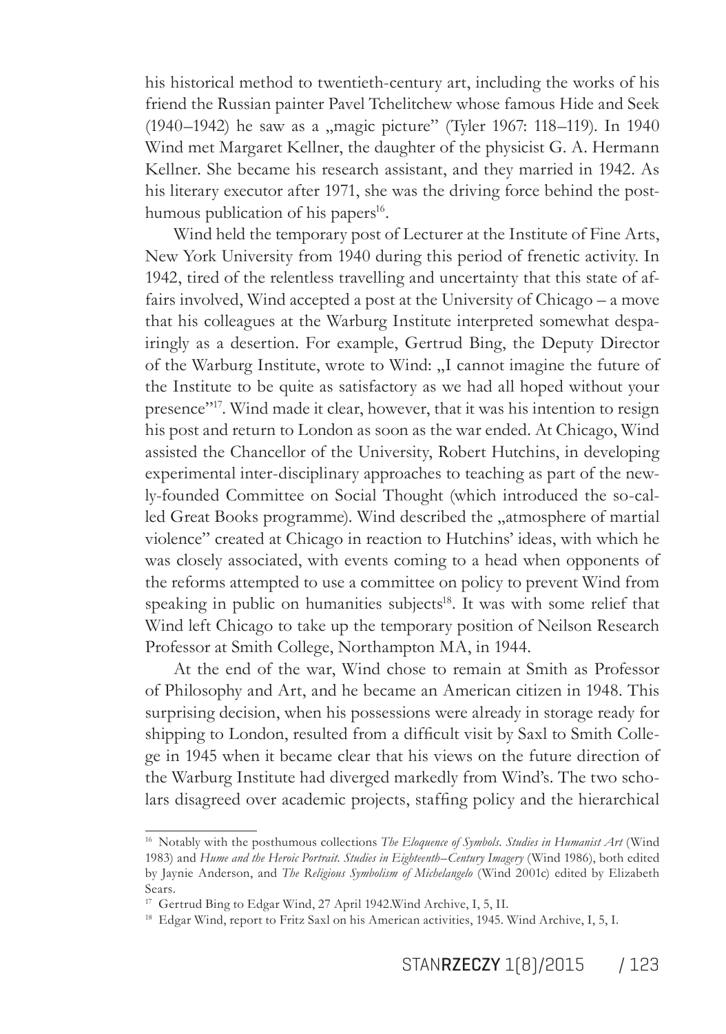his historical method to twentieth-century art, including the works of his friend the Russian painter Pavel Tchelitchew whose famous Hide and Seek (1940–1942) he saw as a „magic picture" (Tyler 1967: 118–119). In 1940 Wind met Margaret Kellner, the daughter of the physicist G. A. Hermann Kellner. She became his research assistant, and they married in 1942. As his literary executor after 1971, she was the driving force behind the posthumous publication of his papers[16].

Wind held the temporary post of Lecturer at the Institute of Fine Arts, New York University from 1940 during this period of frenetic activity. In 1942, tired of the relentless travelling and uncertainty that this state of affairs involved, Wind accepted a post at the University of Chicago – a move that his colleagues at the Warburg Institute interpreted somewhat despairingly as a desertion. For example, Gertrud Bing, the Deputy Director of the Warburg Institute, wrote to Wind: „I cannot imagine the future of the Institute to be quite as satisfactory as we had all hoped without your presence"[17]. Wind made it clear, however, that it was his intention to resign his post and return to London as soon as the war ended. At Chicago, Wind assisted the Chancellor of the University, Robert Hutchins, in developing experimental inter-disciplinary approaches to teaching as part of the newly-founded Committee on Social Thought (which introduced the so-called Great Books programme). Wind described the „atmosphere of martial violence" created at Chicago in reaction to Hutchins' ideas, with which he was closely associated, with events coming to a head when opponents of the reforms attempted to use a committee on policy to prevent Wind from speaking in public on humanities subjects[18]. It was with some relief that Wind left Chicago to take up the temporary position of Neilson Research Professor at Smith College, Northampton MA, in 1944.

At the end of the war, Wind chose to remain at Smith as Professor of Philosophy and Art, and he became an American citizen in 1948. This surprising decision, when his possessions were already in storage ready for shipping to London, resulted from a difficult visit by Saxl to Smith College in 1945 when it became clear that his views on the future direction of the Warburg Institute had diverged markedly from Wind's. The two scholars disagreed over academic projects, staffing policy and the hierarchical

---

[16] Notably with the posthumous collections *The Eloquence of Symbols. Studies in Humanist Art* (Wind 1983) and *Hume and the Heroic Portrait. Studies in Eighteenth–Century Imagery* (Wind 1986), both edited by Jaynie Anderson, and *The Religious Symbolism of Michelangelo* (Wind 2001c) edited by Elizabeth Sears.

[17] Gertrud Bing to Edgar Wind, 27 April 1942.Wind Archive, I, 5, II.

[18] Edgar Wind, report to Fritz Saxl on his American activities, 1945. Wind Archive, I, 5, I.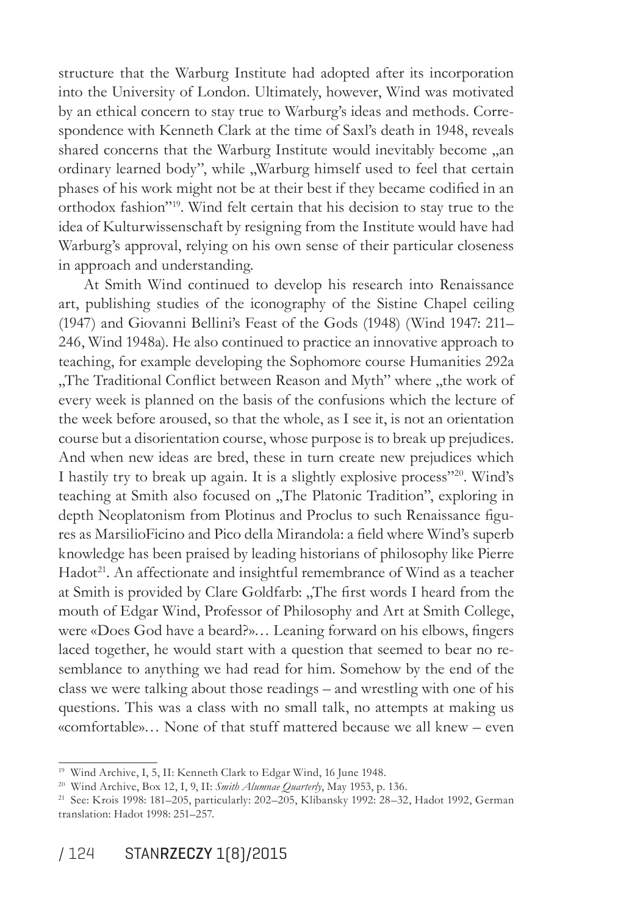structure that the Warburg Institute had adopted after its incorporation into the University of London. Ultimately, however, Wind was motivated by an ethical concern to stay true to Warburg's ideas and methods. Correspondence with Kenneth Clark at the time of Saxl's death in 1948, reveals shared concerns that the Warburg Institute would inevitably become „an ordinary learned body", while „Warburg himself used to feel that certain phases of his work might not be at their best if they became codified in an orthodox fashion"[19]. Wind felt certain that his decision to stay true to the idea of Kulturwissenschaft by resigning from the Institute would have had Warburg's approval, relying on his own sense of their particular closeness in approach and understanding.

At Smith Wind continued to develop his research into Renaissance art, publishing studies of the iconography of the Sistine Chapel ceiling (1947) and Giovanni Bellini's Feast of the Gods (1948) (Wind 1947: 211–246, Wind 1948a). He also continued to practice an innovative approach to teaching, for example developing the Sophomore course Humanities 292a „The Traditional Conflict between Reason and Myth" where „the work of every week is planned on the basis of the confusions which the lecture of the week before aroused, so that the whole, as I see it, is not an orientation course but a disorientation course, whose purpose is to break up prejudices. And when new ideas are bred, these in turn create new prejudices which I hastily try to break up again. It is a slightly explosive process"[20]. Wind's teaching at Smith also focused on „The Platonic Tradition", exploring in depth Neoplatonism from Plotinus and Proclus to such Renaissance figures as MarsilioFicino and Pico della Mirandola: a field where Wind's superb knowledge has been praised by leading historians of philosophy like Pierre Hadot[21]. An affectionate and insightful remembrance of Wind as a teacher at Smith is provided by Clare Goldfarb: „The first words I heard from the mouth of Edgar Wind, Professor of Philosophy and Art at Smith College, were «Does God have a beard?»… Leaning forward on his elbows, fingers laced together, he would start with a question that seemed to bear no resemblance to anything we had read for him. Somehow by the end of the class we were talking about those readings – and wrestling with one of his questions. This was a class with no small talk, no attempts at making us «comfortable»… None of that stuff mattered because we all knew – even

---

[19] Wind Archive, I, 5, II: Kenneth Clark to Edgar Wind, 16 June 1948.

[20] Wind Archive, Box 12, I, 9, II: *Smith Alumnae Quarterly*, May 1953, p. 136.

[21] See: Krois 1998: 181–205, particularly: 202–205, Klibansky 1992: 28–32, Hadot 1992, German translation: Hadot 1998: 251–257.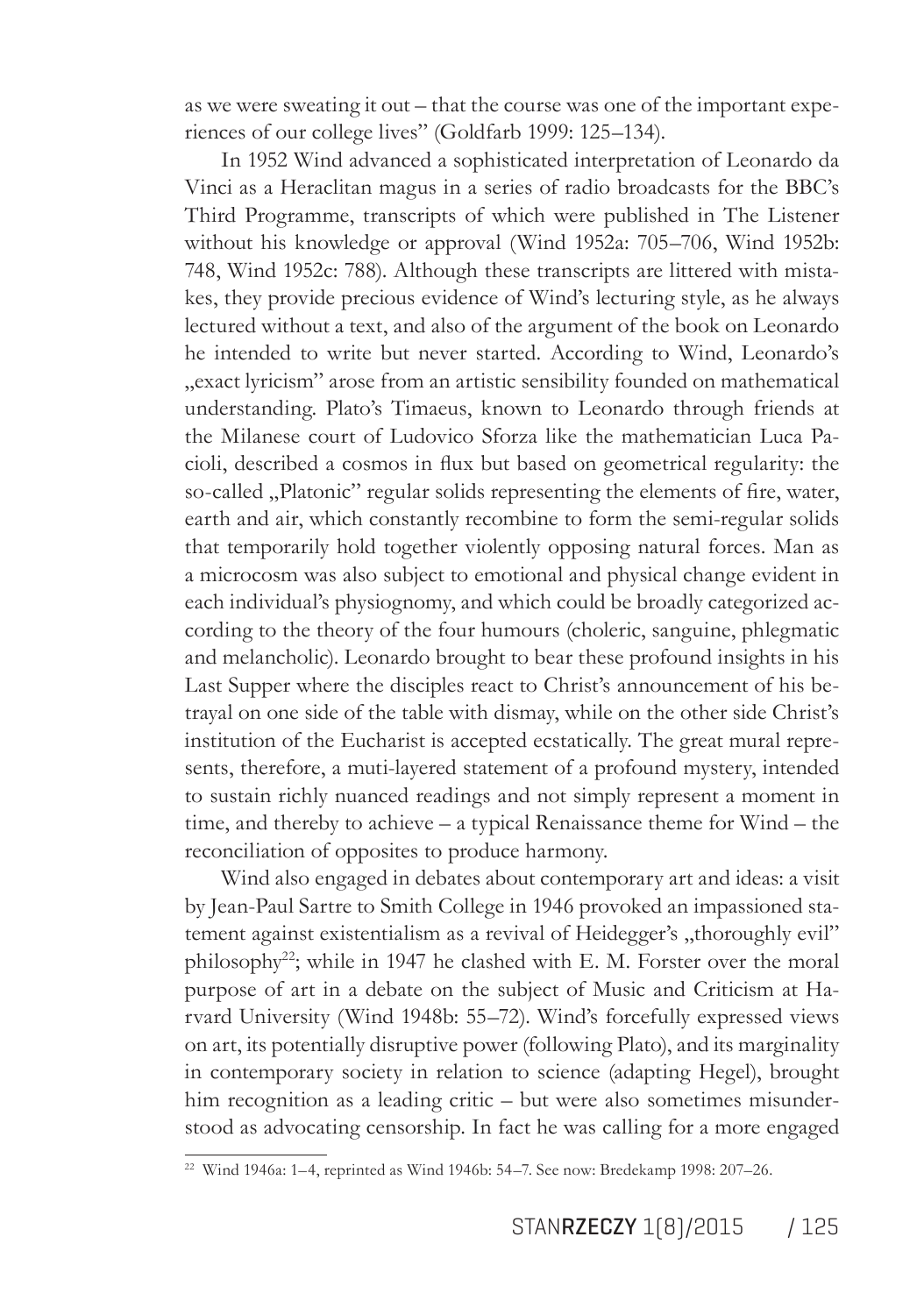as we were sweating it out – that the course was one of the important experiences of our college lives" (Goldfarb 1999: 125–134).

In 1952 Wind advanced a sophisticated interpretation of Leonardo da Vinci as a Heraclitan magus in a series of radio broadcasts for the BBC's Third Programme, transcripts of which were published in The Listener without his knowledge or approval (Wind 1952a: 705–706, Wind 1952b: 748, Wind 1952c: 788). Although these transcripts are littered with mistakes, they provide precious evidence of Wind's lecturing style, as he always lectured without a text, and also of the argument of the book on Leonardo he intended to write but never started. According to Wind, Leonardo's „exact lyricism" arose from an artistic sensibility founded on mathematical understanding. Plato's Timaeus, known to Leonardo through friends at the Milanese court of Ludovico Sforza like the mathematician Luca Pacioli, described a cosmos in flux but based on geometrical regularity: the so-called „Platonic" regular solids representing the elements of fire, water, earth and air, which constantly recombine to form the semi-regular solids that temporarily hold together violently opposing natural forces. Man as a microcosm was also subject to emotional and physical change evident in each individual's physiognomy, and which could be broadly categorized according to the theory of the four humours (choleric, sanguine, phlegmatic and melancholic). Leonardo brought to bear these profound insights in his Last Supper where the disciples react to Christ's announcement of his betrayal on one side of the table with dismay, while on the other side Christ's institution of the Eucharist is accepted ecstatically. The great mural represents, therefore, a muti-layered statement of a profound mystery, intended to sustain richly nuanced readings and not simply represent a moment in time, and thereby to achieve – a typical Renaissance theme for Wind – the reconciliation of opposites to produce harmony.

Wind also engaged in debates about contemporary art and ideas: a visit by Jean-Paul Sartre to Smith College in 1946 provoked an impassioned statement against existentialism as a revival of Heidegger's „thoroughly evil" philosophy[22]; while in 1947 he clashed with E. M. Forster over the moral purpose of art in a debate on the subject of Music and Criticism at Harvard University (Wind 1948b: 55–72). Wind's forcefully expressed views on art, its potentially disruptive power (following Plato), and its marginality in contemporary society in relation to science (adapting Hegel), brought him recognition as a leading critic – but were also sometimes misunderstood as advocating censorship. In fact he was calling for a more engaged

[22] Wind 1946a: 1–4, reprinted as Wind 1946b: 54–7. See now: Bredekamp 1998: 207–26.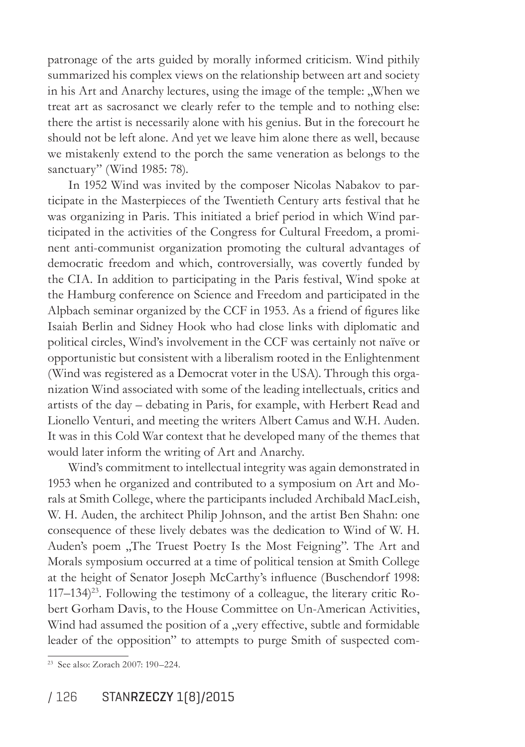patronage of the arts guided by morally informed criticism. Wind pithily summarized his complex views on the relationship between art and society in his Art and Anarchy lectures, using the image of the temple: „When we treat art as sacrosanct we clearly refer to the temple and to nothing else: there the artist is necessarily alone with his genius. But in the forecourt he should not be left alone. And yet we leave him alone there as well, because we mistakenly extend to the porch the same veneration as belongs to the sanctuary" (Wind 1985: 78).

In 1952 Wind was invited by the composer Nicolas Nabakov to participate in the Masterpieces of the Twentieth Century arts festival that he was organizing in Paris. This initiated a brief period in which Wind participated in the activities of the Congress for Cultural Freedom, a prominent anti-communist organization promoting the cultural advantages of democratic freedom and which, controversially, was covertly funded by the CIA. In addition to participating in the Paris festival, Wind spoke at the Hamburg conference on Science and Freedom and participated in the Alpbach seminar organized by the CCF in 1953. As a friend of figures like Isaiah Berlin and Sidney Hook who had close links with diplomatic and political circles, Wind's involvement in the CCF was certainly not naïve or opportunistic but consistent with a liberalism rooted in the Enlightenment (Wind was registered as a Democrat voter in the USA). Through this organization Wind associated with some of the leading intellectuals, critics and artists of the day – debating in Paris, for example, with Herbert Read and Lionello Venturi, and meeting the writers Albert Camus and W.H. Auden. It was in this Cold War context that he developed many of the themes that would later inform the writing of Art and Anarchy.

Wind's commitment to intellectual integrity was again demonstrated in 1953 when he organized and contributed to a symposium on Art and Morals at Smith College, where the participants included Archibald MacLeish, W. H. Auden, the architect Philip Johnson, and the artist Ben Shahn: one consequence of these lively debates was the dedication to Wind of W. H. Auden's poem „The Truest Poetry Is the Most Feigning". The Art and Morals symposium occurred at a time of political tension at Smith College at the height of Senator Joseph McCarthy's influence (Buschendorf 1998: 117–134)[23]. Following the testimony of a colleague, the literary critic Robert Gorham Davis, to the House Committee on Un-American Activities, Wind had assumed the position of a „very effective, subtle and formidable leader of the opposition" to attempts to purge Smith of suspected com-

[23] See also: Zorach 2007: 190–224.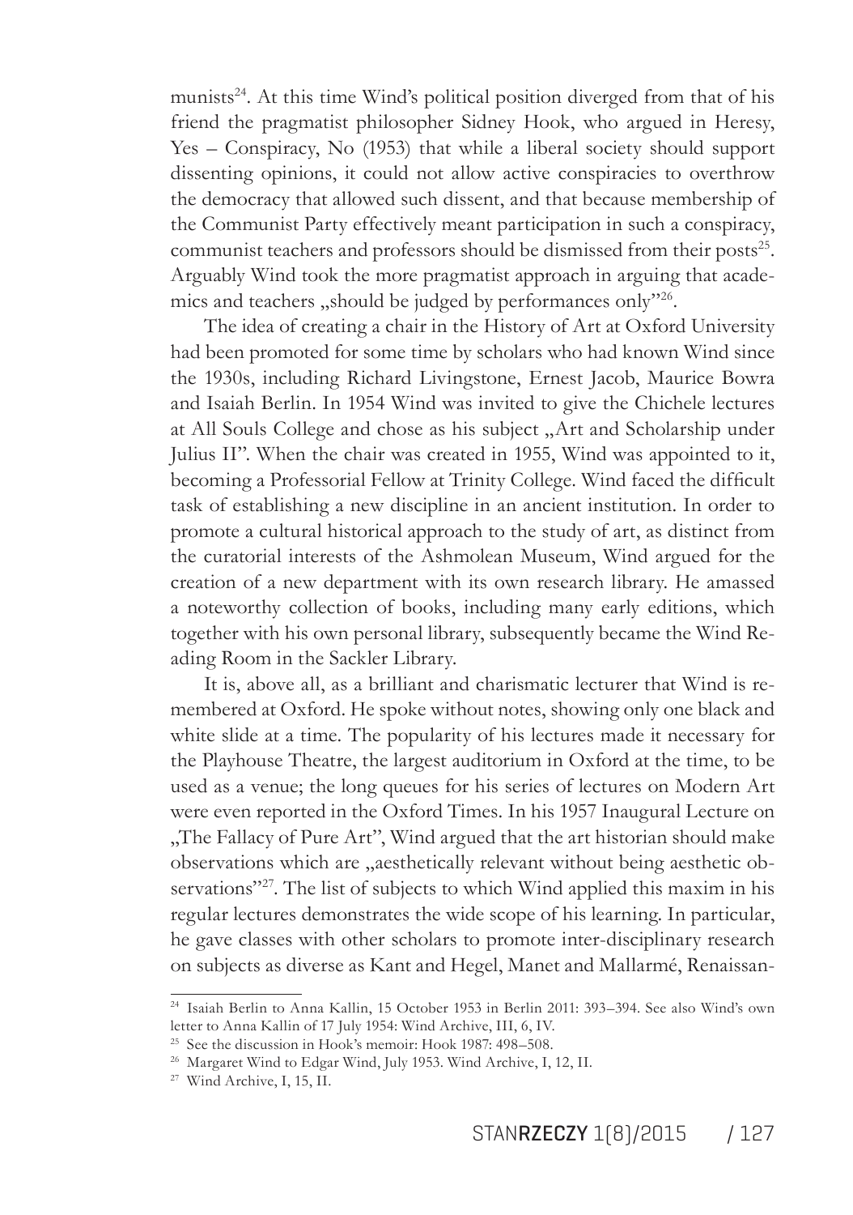munists[24]. At this time Wind's political position diverged from that of his friend the pragmatist philosopher Sidney Hook, who argued in Heresy, Yes – Conspiracy, No (1953) that while a liberal society should support dissenting opinions, it could not allow active conspiracies to overthrow the democracy that allowed such dissent, and that because membership of the Communist Party effectively meant participation in such a conspiracy, communist teachers and professors should be dismissed from their posts[25]. Arguably Wind took the more pragmatist approach in arguing that academics and teachers „should be judged by performances only"[26].

The idea of creating a chair in the History of Art at Oxford University had been promoted for some time by scholars who had known Wind since the 1930s, including Richard Livingstone, Ernest Jacob, Maurice Bowra and Isaiah Berlin. In 1954 Wind was invited to give the Chichele lectures at All Souls College and chose as his subject „Art and Scholarship under Julius II". When the chair was created in 1955, Wind was appointed to it, becoming a Professorial Fellow at Trinity College. Wind faced the difficult task of establishing a new discipline in an ancient institution. In order to promote a cultural historical approach to the study of art, as distinct from the curatorial interests of the Ashmolean Museum, Wind argued for the creation of a new department with its own research library. He amassed a noteworthy collection of books, including many early editions, which together with his own personal library, subsequently became the Wind Reading Room in the Sackler Library.

It is, above all, as a brilliant and charismatic lecturer that Wind is remembered at Oxford. He spoke without notes, showing only one black and white slide at a time. The popularity of his lectures made it necessary for the Playhouse Theatre, the largest auditorium in Oxford at the time, to be used as a venue; the long queues for his series of lectures on Modern Art were even reported in the Oxford Times. In his 1957 Inaugural Lecture on „The Fallacy of Pure Art", Wind argued that the art historian should make observations which are „aesthetically relevant without being aesthetic observations"[27]. The list of subjects to which Wind applied this maxim in his regular lectures demonstrates the wide scope of his learning. In particular, he gave classes with other scholars to promote inter-disciplinary research on subjects as diverse as Kant and Hegel, Manet and Mallarmé, Renaissan-

---

[24] Isaiah Berlin to Anna Kallin, 15 October 1953 in Berlin 2011: 393–394. See also Wind's own letter to Anna Kallin of 17 July 1954: Wind Archive, III, 6, IV.

[25] See the discussion in Hook's memoir: Hook 1987: 498–508.

[26] Margaret Wind to Edgar Wind, July 1953. Wind Archive, I, 12, II.

[27] Wind Archive, I, 15, II.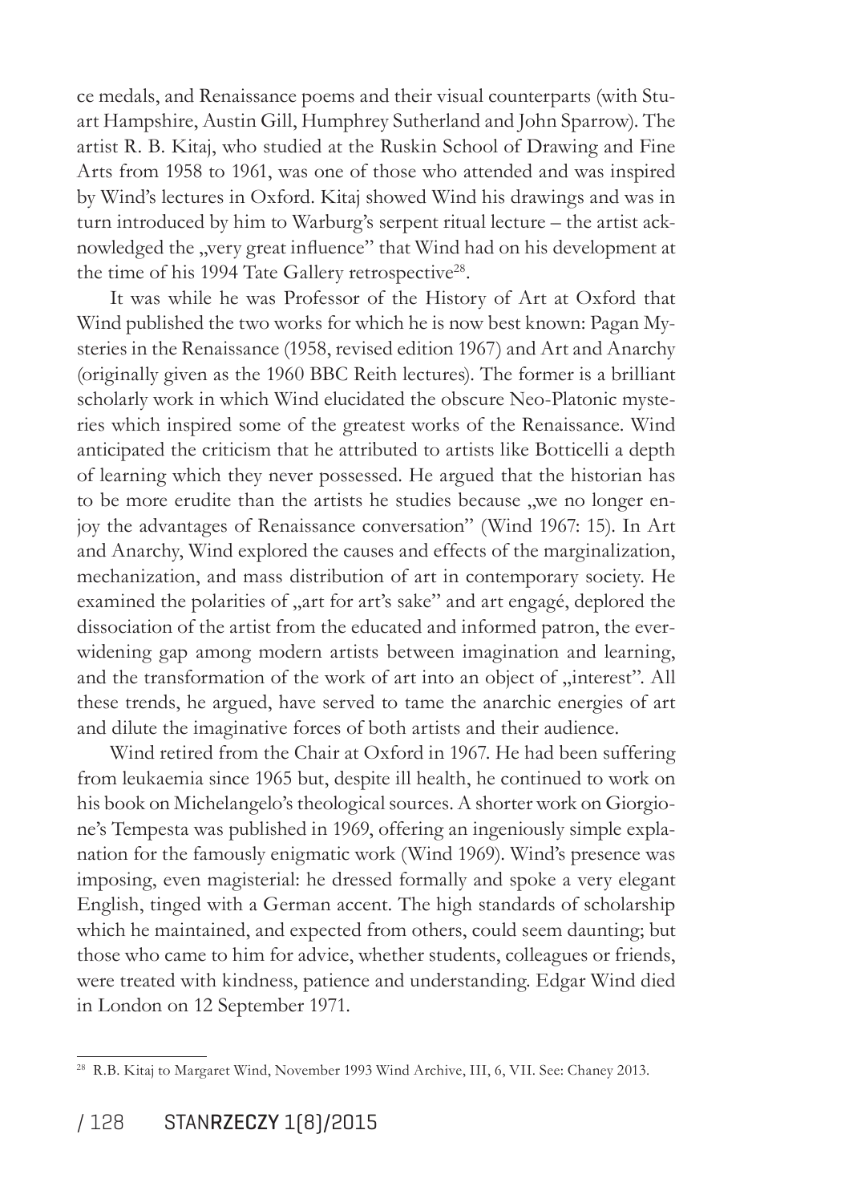ce medals, and Renaissance poems and their visual counterparts (with Stuart Hampshire, Austin Gill, Humphrey Sutherland and John Sparrow). The artist R. B. Kitaj, who studied at the Ruskin School of Drawing and Fine Arts from 1958 to 1961, was one of those who attended and was inspired by Wind's lectures in Oxford. Kitaj showed Wind his drawings and was in turn introduced by him to Warburg's serpent ritual lecture – the artist acknowledged the „very great influence" that Wind had on his development at the time of his 1994 Tate Gallery retrospective[28].

It was while he was Professor of the History of Art at Oxford that Wind published the two works for which he is now best known: Pagan Mysteries in the Renaissance (1958, revised edition 1967) and Art and Anarchy (originally given as the 1960 BBC Reith lectures). The former is a brilliant scholarly work in which Wind elucidated the obscure Neo-Platonic mysteries which inspired some of the greatest works of the Renaissance. Wind anticipated the criticism that he attributed to artists like Botticelli a depth of learning which they never possessed. He argued that the historian has to be more erudite than the artists he studies because „we no longer enjoy the advantages of Renaissance conversation" (Wind 1967: 15). In Art and Anarchy, Wind explored the causes and effects of the marginalization, mechanization, and mass distribution of art in contemporary society. He examined the polarities of „art for art's sake" and art engagé, deplored the dissociation of the artist from the educated and informed patron, the ever-widening gap among modern artists between imagination and learning, and the transformation of the work of art into an object of „interest". All these trends, he argued, have served to tame the anarchic energies of art and dilute the imaginative forces of both artists and their audience.

Wind retired from the Chair at Oxford in 1967. He had been suffering from leukaemia since 1965 but, despite ill health, he continued to work on his book on Michelangelo's theological sources. A shorter work on Giorgione's Tempesta was published in 1969, offering an ingeniously simple explanation for the famously enigmatic work (Wind 1969). Wind's presence was imposing, even magisterial: he dressed formally and spoke a very elegant English, tinged with a German accent. The high standards of scholarship which he maintained, and expected from others, could seem daunting; but those who came to him for advice, whether students, colleagues or friends, were treated with kindness, patience and understanding. Edgar Wind died in London on 12 September 1971.

---

[28] R.B. Kitaj to Margaret Wind, November 1993 Wind Archive, III, 6, VII. See: Chaney 2013.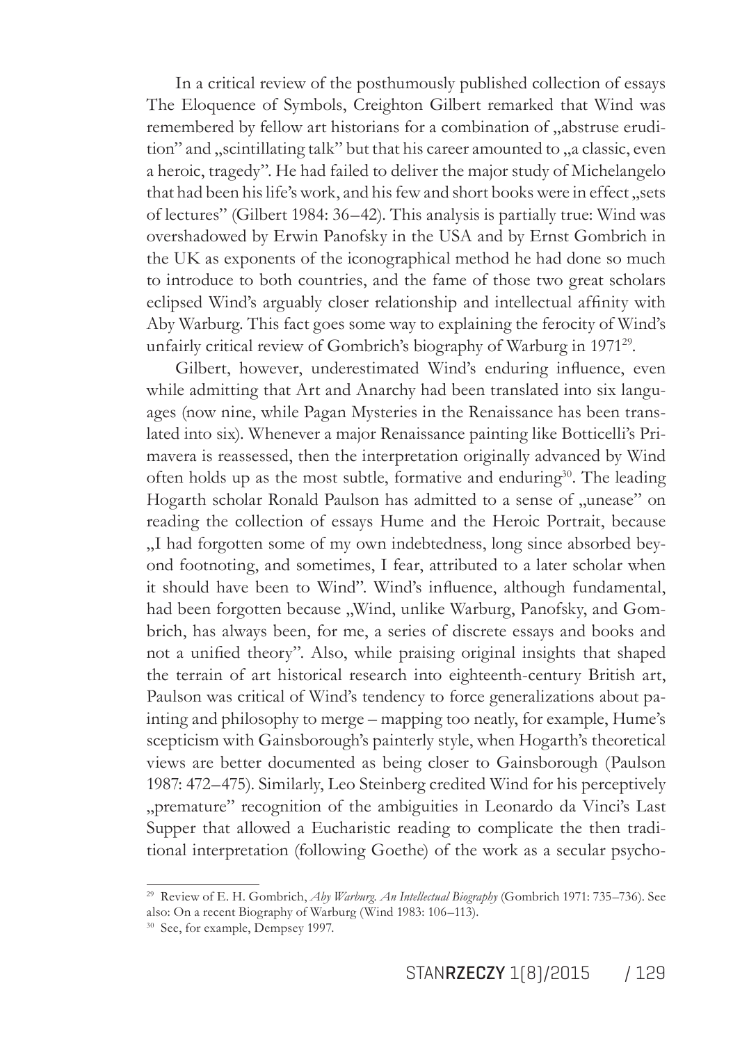In a critical review of the posthumously published collection of essays The Eloquence of Symbols, Creighton Gilbert remarked that Wind was remembered by fellow art historians for a combination of „abstruse erudition" and „scintillating talk" but that his career amounted to „a classic, even a heroic, tragedy". He had failed to deliver the major study of Michelangelo that had been his life's work, and his few and short books were in effect „sets of lectures" (Gilbert 1984: 36–42). This analysis is partially true: Wind was overshadowed by Erwin Panofsky in the USA and by Ernst Gombrich in the UK as exponents of the iconographical method he had done so much to introduce to both countries, and the fame of those two great scholars eclipsed Wind's arguably closer relationship and intellectual affinity with Aby Warburg. This fact goes some way to explaining the ferocity of Wind's unfairly critical review of Gombrich's biography of Warburg in 1971[29].

Gilbert, however, underestimated Wind's enduring influence, even while admitting that Art and Anarchy had been translated into six languages (now nine, while Pagan Mysteries in the Renaissance has been translated into six). Whenever a major Renaissance painting like Botticelli's Primavera is reassessed, then the interpretation originally advanced by Wind often holds up as the most subtle, formative and enduring[30]. The leading Hogarth scholar Ronald Paulson has admitted to a sense of „unease" on reading the collection of essays Hume and the Heroic Portrait, because „I had forgotten some of my own indebtedness, long since absorbed beyond footnoting, and sometimes, I fear, attributed to a later scholar when it should have been to Wind". Wind's influence, although fundamental, had been forgotten because „Wind, unlike Warburg, Panofsky, and Gombrich, has always been, for me, a series of discrete essays and books and not a unified theory". Also, while praising original insights that shaped the terrain of art historical research into eighteenth-century British art, Paulson was critical of Wind's tendency to force generalizations about painting and philosophy to merge – mapping too neatly, for example, Hume's scepticism with Gainsborough's painterly style, when Hogarth's theoretical views are better documented as being closer to Gainsborough (Paulson 1987: 472–475). Similarly, Leo Steinberg credited Wind for his perceptively „premature" recognition of the ambiguities in Leonardo da Vinci's Last Supper that allowed a Eucharistic reading to complicate the then traditional interpretation (following Goethe) of the work as a secular psycho-

---

[29] Review of E. H. Gombrich, *Aby Warburg. An Intellectual Biography* (Gombrich 1971: 735–736). See also: On a recent Biography of Warburg (Wind 1983: 106–113).

[30] See, for example, Dempsey 1997.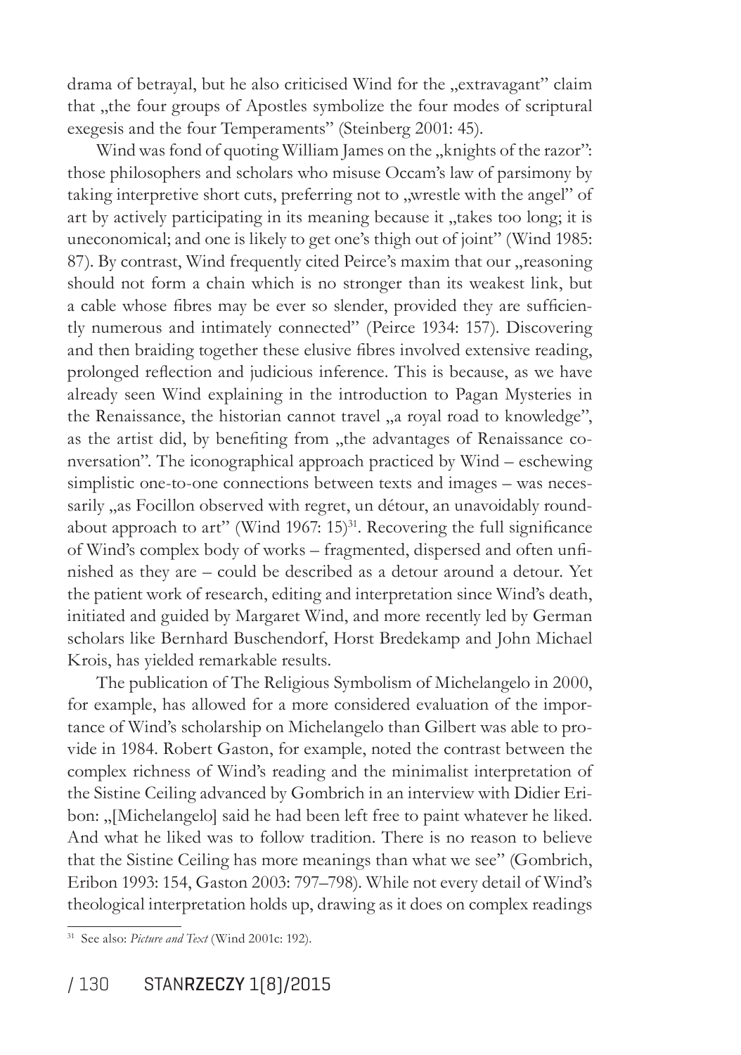drama of betrayal, but he also criticised Wind for the „extravagant" claim that „the four groups of Apostles symbolize the four modes of scriptural exegesis and the four Temperaments" (Steinberg 2001: 45).

Wind was fond of quoting William James on the „knights of the razor": those philosophers and scholars who misuse Occam's law of parsimony by taking interpretive short cuts, preferring not to „wrestle with the angel" of art by actively participating in its meaning because it „takes too long; it is uneconomical; and one is likely to get one's thigh out of joint" (Wind 1985: 87). By contrast, Wind frequently cited Peirce's maxim that our „reasoning should not form a chain which is no stronger than its weakest link, but a cable whose fibres may be ever so slender, provided they are sufficiently numerous and intimately connected" (Peirce 1934: 157). Discovering and then braiding together these elusive fibres involved extensive reading, prolonged reflection and judicious inference. This is because, as we have already seen Wind explaining in the introduction to Pagan Mysteries in the Renaissance, the historian cannot travel „a royal road to knowledge", as the artist did, by benefiting from „the advantages of Renaissance conversation". The iconographical approach practiced by Wind – eschewing simplistic one-to-one connections between texts and images – was necessarily „as Focillon observed with regret, un détour, an unavoidably roundabout approach to art" (Wind 1967: 15)[31]. Recovering the full significance of Wind's complex body of works – fragmented, dispersed and often unfinished as they are – could be described as a detour around a detour. Yet the patient work of research, editing and interpretation since Wind's death, initiated and guided by Margaret Wind, and more recently led by German scholars like Bernhard Buschendorf, Horst Bredekamp and John Michael Krois, has yielded remarkable results.

The publication of The Religious Symbolism of Michelangelo in 2000, for example, has allowed for a more considered evaluation of the importance of Wind's scholarship on Michelangelo than Gilbert was able to provide in 1984. Robert Gaston, for example, noted the contrast between the complex richness of Wind's reading and the minimalist interpretation of the Sistine Ceiling advanced by Gombrich in an interview with Didier Eribon: „[Michelangelo] said he had been left free to paint whatever he liked. And what he liked was to follow tradition. There is no reason to believe that the Sistine Ceiling has more meanings than what we see" (Gombrich, Eribon 1993: 154, Gaston 2003: 797–798). While not every detail of Wind's theological interpretation holds up, drawing as it does on complex readings

[31] See also: *Picture and Text* (Wind 2001c: 192).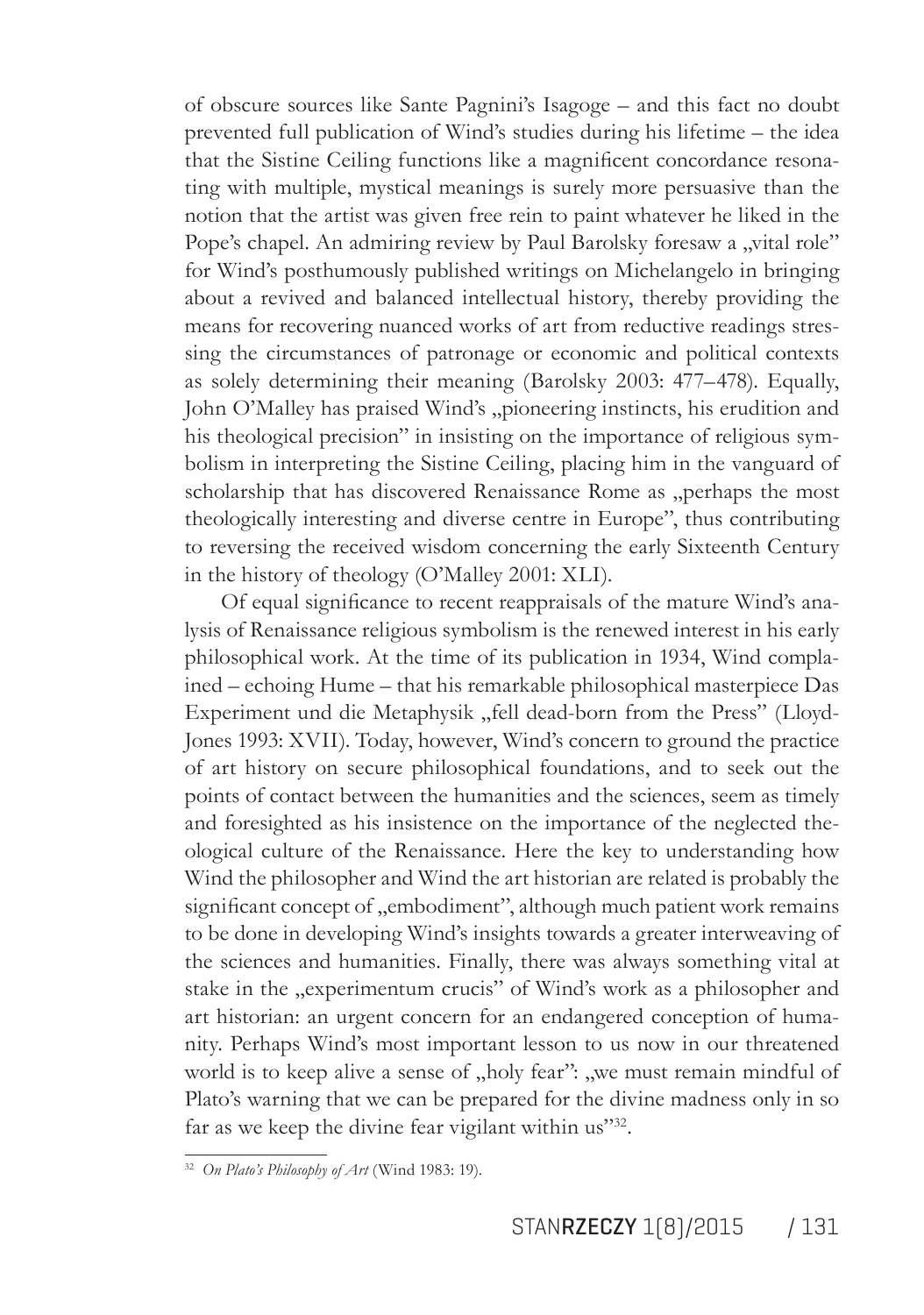of obscure sources like Sante Pagnini's Isagoge – and this fact no doubt prevented full publication of Wind's studies during his lifetime – the idea that the Sistine Ceiling functions like a magnificent concordance resonating with multiple, mystical meanings is surely more persuasive than the notion that the artist was given free rein to paint whatever he liked in the Pope's chapel. An admiring review by Paul Barolsky foresaw a „vital role" for Wind's posthumously published writings on Michelangelo in bringing about a revived and balanced intellectual history, thereby providing the means for recovering nuanced works of art from reductive readings stressing the circumstances of patronage or economic and political contexts as solely determining their meaning (Barolsky 2003: 477–478). Equally, John O'Malley has praised Wind's „pioneering instincts, his erudition and his theological precision" in insisting on the importance of religious symbolism in interpreting the Sistine Ceiling, placing him in the vanguard of scholarship that has discovered Renaissance Rome as „perhaps the most theologically interesting and diverse centre in Europe", thus contributing to reversing the received wisdom concerning the early Sixteenth Century in the history of theology (O'Malley 2001: XLI).

Of equal significance to recent reappraisals of the mature Wind's analysis of Renaissance religious symbolism is the renewed interest in his early philosophical work. At the time of its publication in 1934, Wind complained – echoing Hume – that his remarkable philosophical masterpiece Das Experiment und die Metaphysik „fell dead-born from the Press" (Lloyd-Jones 1993: XVII). Today, however, Wind's concern to ground the practice of art history on secure philosophical foundations, and to seek out the points of contact between the humanities and the sciences, seem as timely and foresighted as his insistence on the importance of the neglected theological culture of the Renaissance. Here the key to understanding how Wind the philosopher and Wind the art historian are related is probably the significant concept of „embodiment", although much patient work remains to be done in developing Wind's insights towards a greater interweaving of the sciences and humanities. Finally, there was always something vital at stake in the „experimentum crucis" of Wind's work as a philosopher and art historian: an urgent concern for an endangered conception of humanity. Perhaps Wind's most important lesson to us now in our threatened world is to keep alive a sense of „holy fear": „we must remain mindful of Plato's warning that we can be prepared for the divine madness only in so far as we keep the divine fear vigilant within us"[32].

[32] *On Plato's Philosophy of Art* (Wind 1983: 19).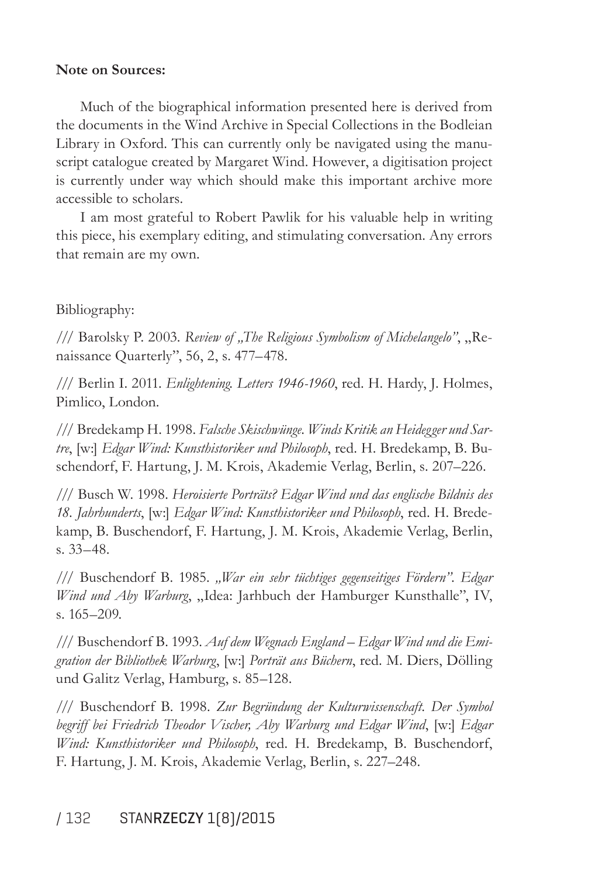**Note on Sources:**

Much of the biographical information presented here is derived from the documents in the Wind Archive in Special Collections in the Bodleian Library in Oxford. This can currently only be navigated using the manuscript catalogue created by Margaret Wind. However, a digitisation project is currently under way which should make this important archive more accessible to scholars.

I am most grateful to Robert Pawlik for his valuable help in writing this piece, his exemplary editing, and stimulating conversation. Any errors that remain are my own.

Bibliography:

/// Barolsky P. 2003. *Review of „The Religious Symbolism of Michelangelo"*, „Renaissance Quarterly", 56, 2, s. 477–478.

/// Berlin I. 2011. *Enlightening. Letters 1946-1960*, red. H. Hardy, J. Holmes, Pimlico, London.

/// Bredekamp H. 1998. *Falsche Skischwünge. Winds Kritik an Heidegger und Sartre*, [w:] *Edgar Wind: Kunsthistoriker und Philosoph*, red. H. Bredekamp, B. Buschendorf, F. Hartung, J. M. Krois, Akademie Verlag, Berlin, s. 207–226.

/// Busch W. 1998. *Heroisierte Porträts? Edgar Wind und das englische Bildnis des 18. Jahrhunderts*, [w:] *Edgar Wind: Kunsthistoriker und Philosoph*, red. H. Bredekamp, B. Buschendorf, F. Hartung, J. M. Krois, Akademie Verlag, Berlin, s. 33–48.

/// Buschendorf B. 1985. *„War ein sehr tüchtiges gegenseitiges Fördern". Edgar Wind und Aby Warburg*, „Idea: Jarhbuch der Hamburger Kunsthalle", IV, s. 165–209.

/// Buschendorf B. 1993. *Auf dem Wegnach England – Edgar Wind und die Emigration der Bibliothek Warburg*, [w:] *Porträt aus Büchern*, red. M. Diers, Dölling und Galitz Verlag, Hamburg, s. 85–128.

/// Buschendorf B. 1998. *Zur Begründung der Kulturwissenschaft. Der Symbol begriff bei Friedrich Theodor Vischer, Aby Warburg und Edgar Wind*, [w:] *Edgar Wind: Kunsthistoriker und Philosoph*, red. H. Bredekamp, B. Buschendorf, F. Hartung, J. M. Krois, Akademie Verlag, Berlin, s. 227–248.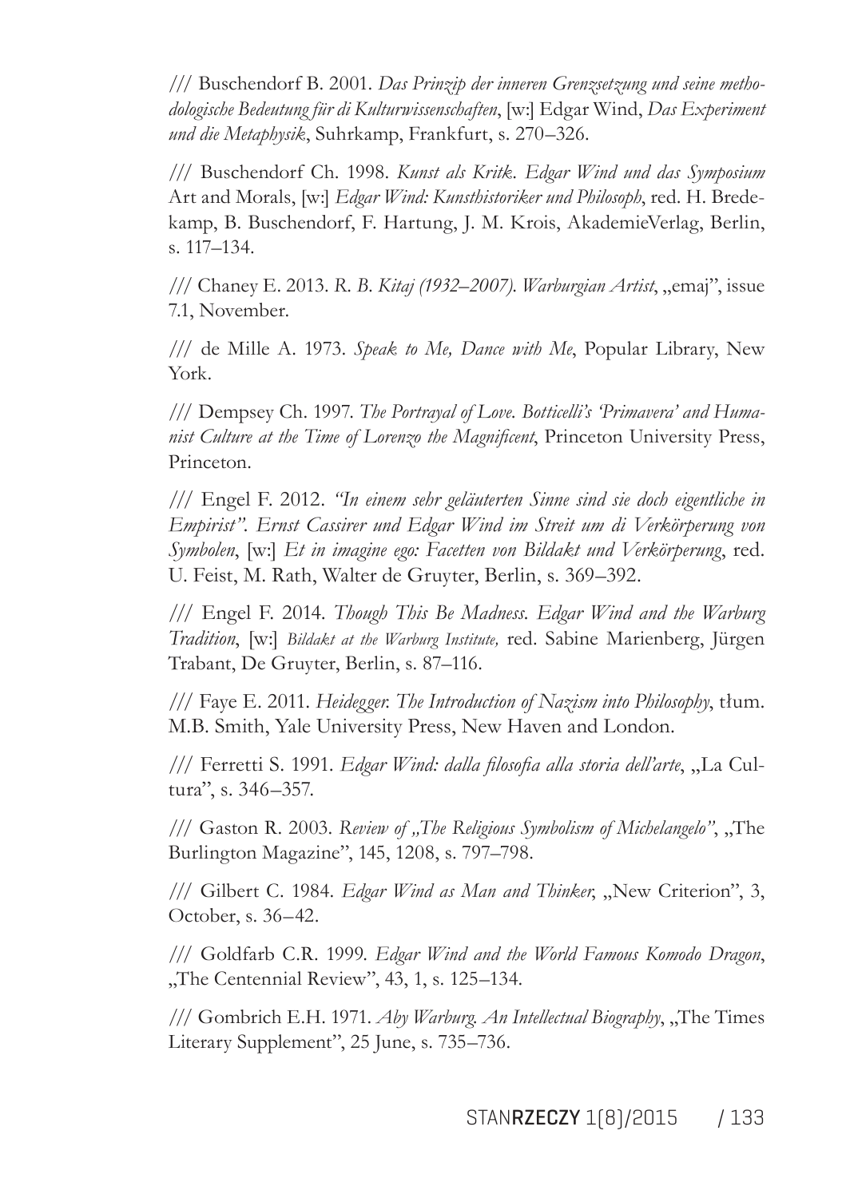/// Buschendorf B. 2001. *Das Prinzip der inneren Grenzsetzung und seine methodologische Bedeutung für di Kulturwissenschaften*, [w:] Edgar Wind, *Das Experiment und die Metaphysik*, Suhrkamp, Frankfurt, s. 270–326.

/// Buschendorf Ch. 1998. *Kunst als Kritk. Edgar Wind und das Symposium* Art and Morals, [w:] *Edgar Wind: Kunsthistoriker und Philosoph*, red. H. Bredekamp, B. Buschendorf, F. Hartung, J. M. Krois, AkademieVerlag, Berlin, s. 117–134.

/// Chaney E. 2013. *R. B. Kitaj (1932–2007). Warburgian Artist*, „emaj", issue 7.1, November.

/// de Mille A. 1973. *Speak to Me, Dance with Me*, Popular Library, New York.

/// Dempsey Ch. 1997. *The Portrayal of Love. Botticelli's 'Primavera' and Humanist Culture at the Time of Lorenzo the Magnificent*, Princeton University Press, Princeton.

/// Engel F. 2012. *"In einem sehr geläuterten Sinne sind sie doch eigentliche in Empirist". Ernst Cassirer und Edgar Wind im Streit um di Verkörperung von Symbolen*, [w:] *Et in imagine ego: Facetten von Bildakt und Verkörperung*, red. U. Feist, M. Rath, Walter de Gruyter, Berlin, s. 369–392.

/// Engel F. 2014. *Though This Be Madness. Edgar Wind and the Warburg Tradition*, [w:] *Bildakt at the Warburg Institute,* red. Sabine Marienberg, Jürgen Trabant, De Gruyter, Berlin, s. 87–116.

/// Faye E. 2011. *Heidegger. The Introduction of Nazism into Philosophy*, tłum. M.B. Smith, Yale University Press, New Haven and London.

/// Ferretti S. 1991. *Edgar Wind: dalla filosofia alla storia dell'arte*, „La Cultura", s. 346–357.

/// Gaston R. 2003. *Review of „The Religious Symbolism of Michelangelo"*, „The Burlington Magazine", 145, 1208, s. 797–798.

/// Gilbert C. 1984. *Edgar Wind as Man and Thinker,* „New Criterion", 3, October, s. 36–42.

/// Goldfarb C.R. 1999. *Edgar Wind and the World Famous Komodo Dragon*, „The Centennial Review", 43, 1, s. 125–134.

/// Gombrich E.H. 1971. *Aby Warburg. An Intellectual Biography*, „The Times Literary Supplement", 25 June, s. 735–736.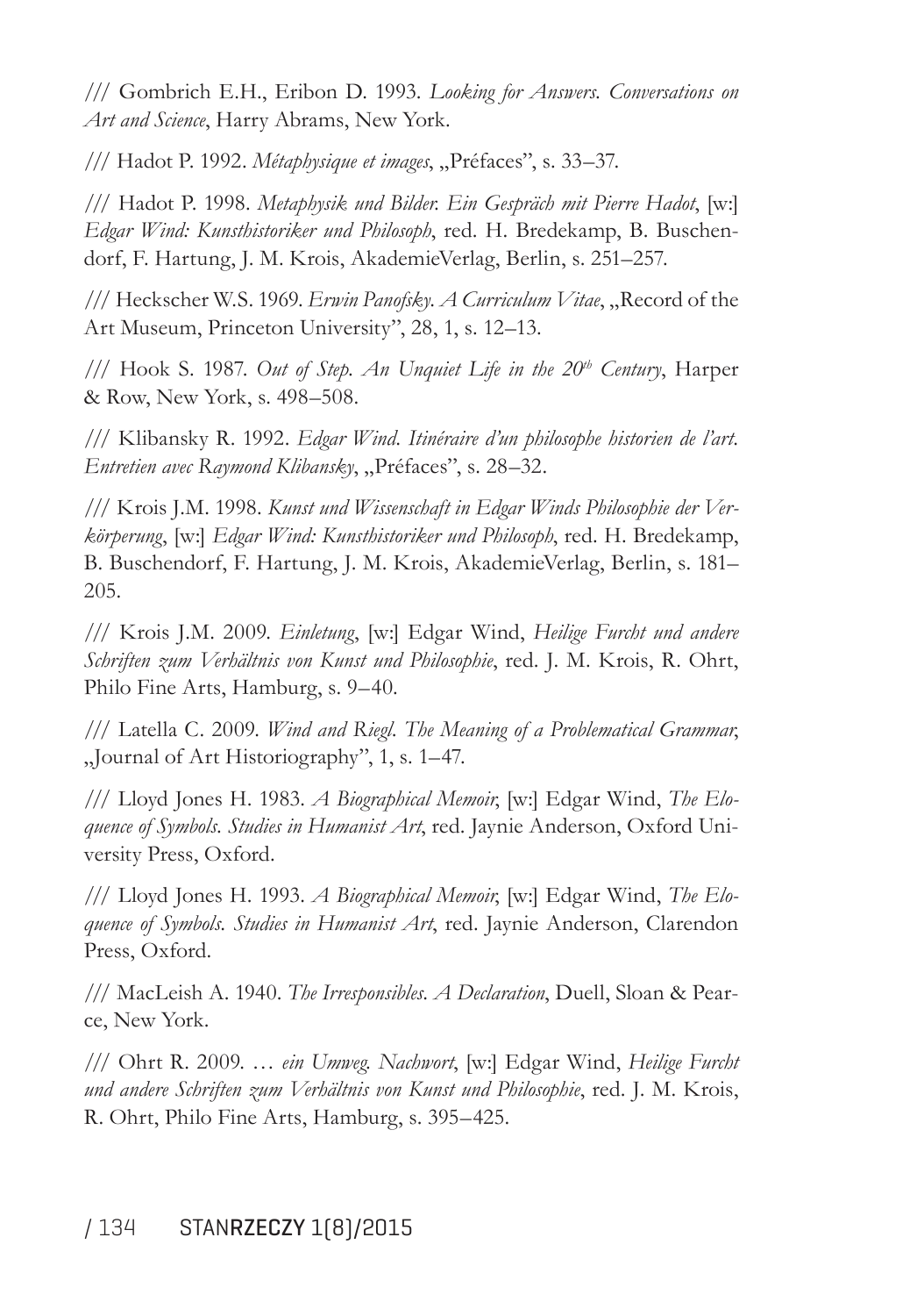/// Gombrich E.H., Eribon D. 1993. *Looking for Answers. Conversations on Art and Science*, Harry Abrams, New York.

/// Hadot P. 1992. *Métaphysique et images*, „Préfaces", s. 33–37.

/// Hadot P. 1998. *Metaphysik und Bilder. Ein Gespräch mit Pierre Hadot*, [w:] *Edgar Wind: Kunsthistoriker und Philosoph*, red. H. Bredekamp, B. Buschendorf, F. Hartung, J. M. Krois, AkademieVerlag, Berlin, s. 251–257.

/// Heckscher W.S. 1969. *Erwin Panofsky. A Curriculum Vitae*, „Record of the Art Museum, Princeton University", 28, 1, s. 12–13.

/// Hook S. 1987. *Out of Step. An Unquiet Life in the 20th Century*, Harper & Row, New York, s. 498–508.

/// Klibansky R. 1992. *Edgar Wind. Itinéraire d'un philosophe historien de l'art. Entretien avec Raymond Klibansky*, „Préfaces", s. 28–32.

/// Krois J.M. 1998. *Kunst und Wissenschaft in Edgar Winds Philosophie der Verkörperung*, [w:] *Edgar Wind: Kunsthistoriker und Philosoph*, red. H. Bredekamp, B. Buschendorf, F. Hartung, J. M. Krois, AkademieVerlag, Berlin, s. 181–205.

/// Krois J.M. 2009. *Einletung*, [w:] Edgar Wind, *Heilige Furcht und andere Schriften zum Verhältnis von Kunst und Philosophie*, red. J. M. Krois, R. Ohrt, Philo Fine Arts, Hamburg, s. 9–40.

/// Latella C. 2009. *Wind and Riegl. The Meaning of a Problematical Grammar*, „Journal of Art Historiography", 1, s. 1–47.

/// Lloyd Jones H. 1983. *A Biographical Memoir*, [w:] Edgar Wind, *The Eloquence of Symbols. Studies in Humanist Art*, red. Jaynie Anderson, Oxford University Press, Oxford.

/// Lloyd Jones H. 1993. *A Biographical Memoir*, [w:] Edgar Wind, *The Eloquence of Symbols. Studies in Humanist Art*, red. Jaynie Anderson, Clarendon Press, Oxford.

/// MacLeish A. 1940. *The Irresponsibles. A Declaration*, Duell, Sloan & Pearce, New York.

/// Ohrt R. 2009. *… ein Umweg. Nachwort*, [w:] Edgar Wind, *Heilige Furcht und andere Schriften zum Verhältnis von Kunst und Philosophie*, red. J. M. Krois, R. Ohrt, Philo Fine Arts, Hamburg, s. 395–425.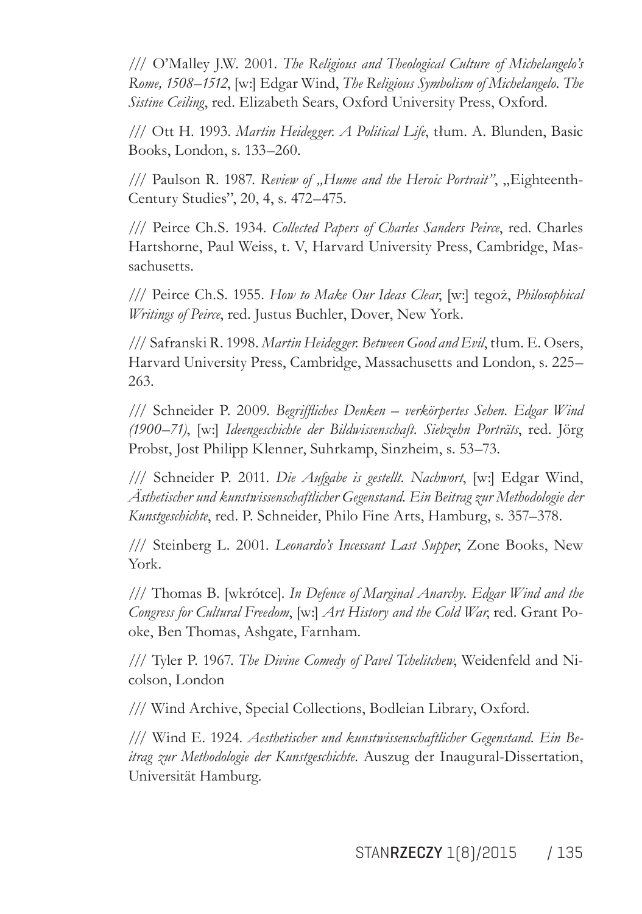/// O'Malley J.W. 2001. *The Religious and Theological Culture of Michelangelo's Rome, 1508–1512*, [w:] Edgar Wind, *The Religious Symbolism of Michelangelo. The Sistine Ceiling*, red. Elizabeth Sears, Oxford University Press, Oxford.

/// Ott H. 1993. *Martin Heidegger. A Political Life*, tłum. A. Blunden, Basic Books, London, s. 133–260.

/// Paulson R. 1987. *Review of „Hume and the Heroic Portrait"*, „Eighteenth-Century Studies", 20, 4, s. 472–475.

/// Peirce Ch.S. 1934. *Collected Papers of Charles Sanders Peirce*, red. Charles Hartshorne, Paul Weiss, t. V, Harvard University Press, Cambridge, Massachusetts.

/// Peirce Ch.S. 1955. *How to Make Our Ideas Clear*, [w:] tegoż, *Philosophical Writings of Peirce*, red. Justus Buchler, Dover, New York.

/// Safranski R. 1998. *Martin Heidegger. Between Good and Evil*, tłum. E. Osers, Harvard University Press, Cambridge, Massachusetts and London, s. 225–263.

/// Schneider P. 2009. *Begriffliches Denken – verkörpertes Sehen. Edgar Wind (1900–71)*, [w:] *Ideengeschichte der Bildwissenschaft. Siebzehn Porträts*, red. Jörg Probst, Jost Philipp Klenner, Suhrkamp, Sinzheim, s. 53–73.

/// Schneider P. 2011. *Die Aufgabe is gestellt. Nachwort*, [w:] Edgar Wind, *Ästhetischer und kunstwissenschaftlicher Gegenstand. Ein Beitrag zur Methodologie der Kunstgeschichte*, red. P. Schneider, Philo Fine Arts, Hamburg, s. 357–378.

/// Steinberg L. 2001. *Leonardo's Incessant Last Supper*, Zone Books, New York.

/// Thomas B. [wkrótce]. *In Defence of Marginal Anarchy. Edgar Wind and the Congress for Cultural Freedom*, [w:] *Art History and the Cold War*, red. Grant Pooke, Ben Thomas, Ashgate, Farnham.

/// Tyler P. 1967. *The Divine Comedy of Pavel Tchelitchew*, Weidenfeld and Nicolson, London

/// Wind Archive, Special Collections, Bodleian Library, Oxford.

/// Wind E. 1924. *Aesthetischer und kunstwissenschaftlicher Gegenstand. Ein Beitrag zur Methodologie der Kunstgeschichte*. Auszug der Inaugural-Dissertation, Universität Hamburg.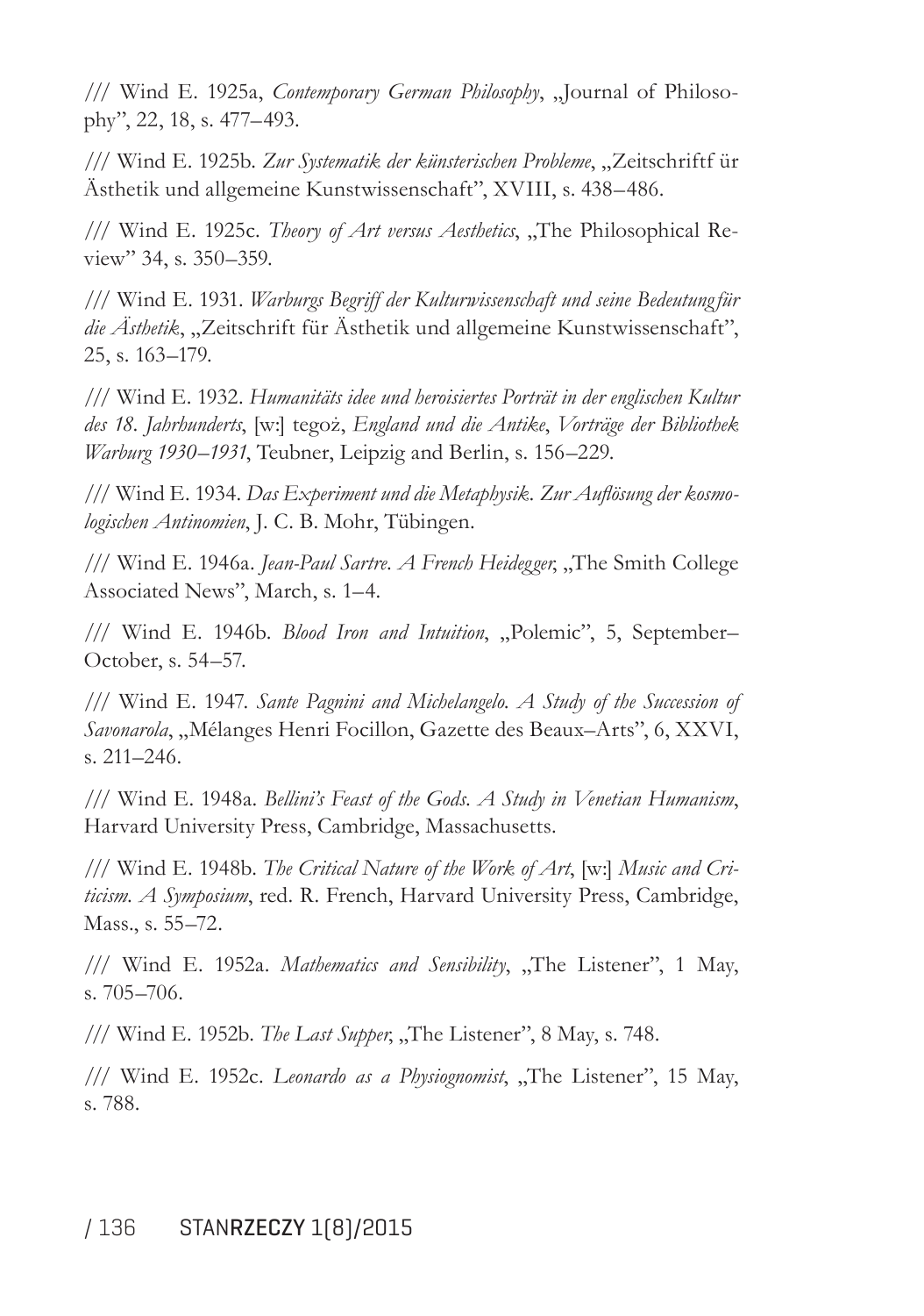/// Wind E. 1925a, *Contemporary German Philosophy*, „Journal of Philosophy", 22, 18, s. 477–493.

/// Wind E. 1925b. *Zur Systematik der künsterischen Probleme*, „Zeitschriftf ür Ästhetik und allgemeine Kunstwissenschaft", XVIII, s. 438–486.

/// Wind E. 1925c. *Theory of Art versus Aesthetics*, „The Philosophical Review" 34, s. 350–359.

/// Wind E. 1931. *Warburgs Begriff der Kulturwissenschaft und seine Bedeutungfür die Ästhetik*, „Zeitschrift für Ästhetik und allgemeine Kunstwissenschaft", 25, s. 163–179.

/// Wind E. 1932. *Humanitäts idee und heroisiertes Porträt in der englischen Kultur des 18. Jahrhunderts*, [w:] tegoż, *England und die Antike*, *Vorträge der Bibliothek Warburg 1930–1931*, Teubner, Leipzig and Berlin, s. 156–229.

/// Wind E. 1934. *Das Experiment und die Metaphysik. Zur Auflösung der kosmologischen Antinomien*, J. C. B. Mohr, Tübingen.

/// Wind E. 1946a. *Jean-Paul Sartre. A French Heidegger*, „The Smith College Associated News", March, s. 1–4.

/// Wind E. 1946b. *Blood Iron and Intuition*, „Polemic", 5, September–October, s. 54–57.

/// Wind E. 1947. *Sante Pagnini and Michelangelo. A Study of the Succession of Savonarola*, „Mélanges Henri Focillon, Gazette des Beaux–Arts", 6, XXVI, s. 211–246.

/// Wind E. 1948a. *Bellini's Feast of the Gods. A Study in Venetian Humanism*, Harvard University Press, Cambridge, Massachusetts.

/// Wind E. 1948b. *The Critical Nature of the Work of Art*, [w:] *Music and Criticism. A Symposium*, red. R. French, Harvard University Press, Cambridge, Mass., s. 55–72.

/// Wind E. 1952a. *Mathematics and Sensibility*, „The Listener", 1 May, s. 705–706.

/// Wind E. 1952b. *The Last Supper*, „The Listener", 8 May, s. 748.

/// Wind E. 1952c. *Leonardo as a Physiognomist*, „The Listener", 15 May, s. 788.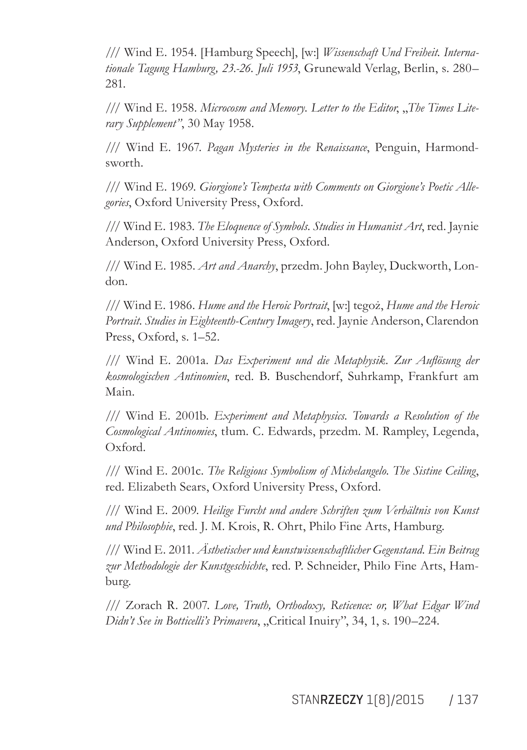/// Wind E. 1954. [Hamburg Speech], [w:] *Wissenschaft Und Freiheit. Internationale Tagung Hamburg, 23.-26. Juli 1953*, Grunewald Verlag, Berlin, s. 280–281.

/// Wind E. 1958. *Microcosm and Memory. Letter to the Editor*, „*The Times Literary Supplement"*, 30 May 1958.

/// Wind E. 1967. *Pagan Mysteries in the Renaissance*, Penguin, Harmondsworth.

/// Wind E. 1969. *Giorgione's Tempesta with Comments on Giorgione's Poetic Allegories*, Oxford University Press, Oxford.

/// Wind E. 1983. *The Eloquence of Symbols. Studies in Humanist Art*, red. Jaynie Anderson, Oxford University Press, Oxford.

/// Wind E. 1985. *Art and Anarchy*, przedm. John Bayley, Duckworth, London.

/// Wind E. 1986. *Hume and the Heroic Portrait*, [w:] tegoż, *Hume and the Heroic Portrait. Studies in Eighteenth-Century Imagery*, red. Jaynie Anderson, Clarendon Press, Oxford, s. 1–52.

/// Wind E. 2001a. *Das Experiment und die Metaphysik. Zur Auflösung der kosmologischen Antinomien*, red. B. Buschendorf, Suhrkamp, Frankfurt am Main.

/// Wind E. 2001b. *Experiment and Metaphysics. Towards a Resolution of the Cosmological Antinomies*, tłum. C. Edwards, przedm. M. Rampley, Legenda, Oxford.

/// Wind E. 2001c. *The Religious Symbolism of Michelangelo. The Sistine Ceiling*, red. Elizabeth Sears, Oxford University Press, Oxford.

/// Wind E. 2009. *Heilige Furcht und andere Schriften zum Verhältnis von Kunst und Philosophie*, red. J. M. Krois, R. Ohrt, Philo Fine Arts, Hamburg.

/// Wind E. 2011. *Ästhetischer und kunstwissenschaftlicher Gegenstand. Ein Beitrag zur Methodologie der Kunstgeschichte*, red. P. Schneider, Philo Fine Arts, Hamburg.

/// Zorach R. 2007. *Love, Truth, Orthodoxy, Reticence: or, What Edgar Wind Didn't See in Botticelli's Primavera*, „Critical Inuiry", 34, 1, s. 190–224.